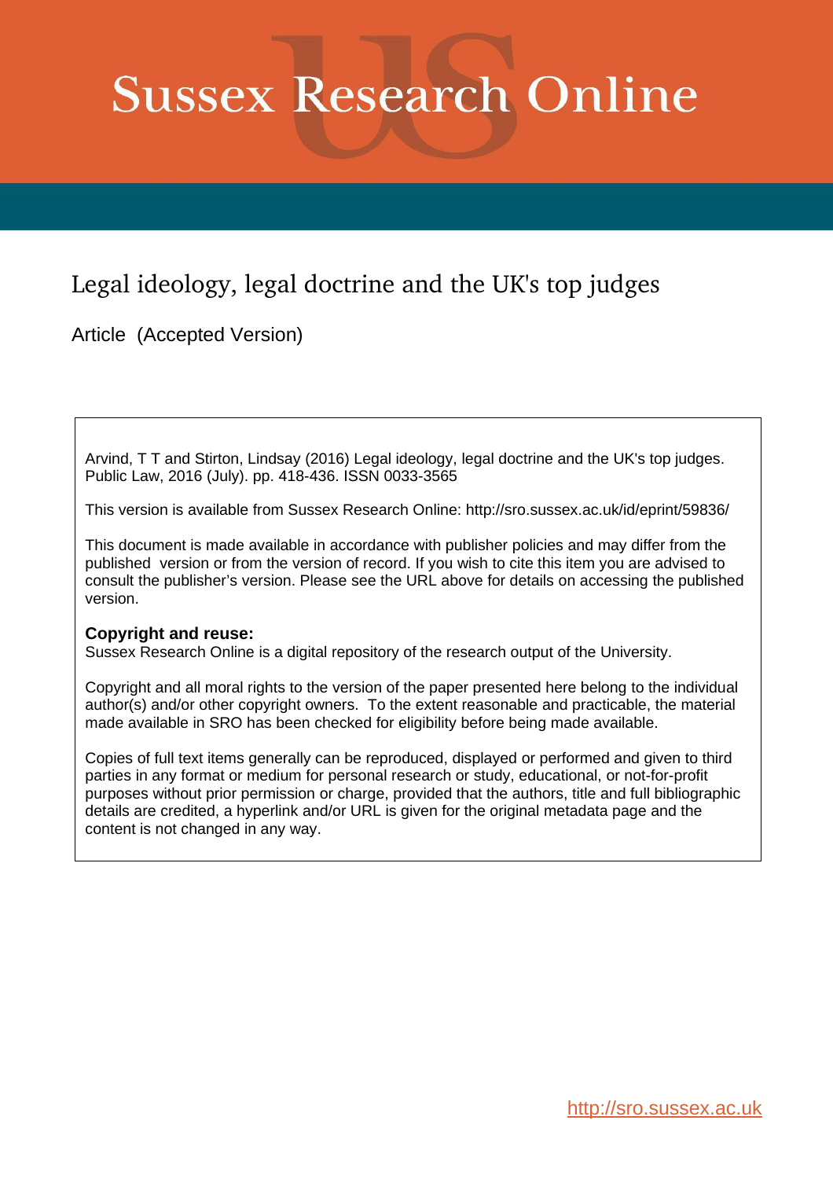# Sussex Research Online

## Legal ideology, legal doctrine and the UK's top judges

Article (Accepted Version)

Arvind, T T and Stirton, Lindsay (2016) Legal ideology, legal doctrine and the UK's top judges. Public Law, 2016 (July). pp. 418-436. ISSN 0033-3565

This version is available from Sussex Research Online: http://sro.sussex.ac.uk/id/eprint/59836/

This document is made available in accordance with publisher policies and may differ from the published version or from the version of record. If you wish to cite this item you are advised to consult the publisher's version. Please see the URL above for details on accessing the published version.

**Copyright and reuse:**
Sussex Research Online is a digital repository of the research output of the University.

Copyright and all moral rights to the version of the paper presented here belong to the individual author(s) and/or other copyright owners. To the extent reasonable and practicable, the material made available in SRO has been checked for eligibility before being made available.

Copies of full text items generally can be reproduced, displayed or performed and given to third parties in any format or medium for personal research or study, educational, or not-for-profit purposes without prior permission or charge, provided that the authors, title and full bibliographic details are credited, a hyperlink and/or URL is given for the original metadata page and the content is not changed in any way.

http://sro.sussex.ac.uk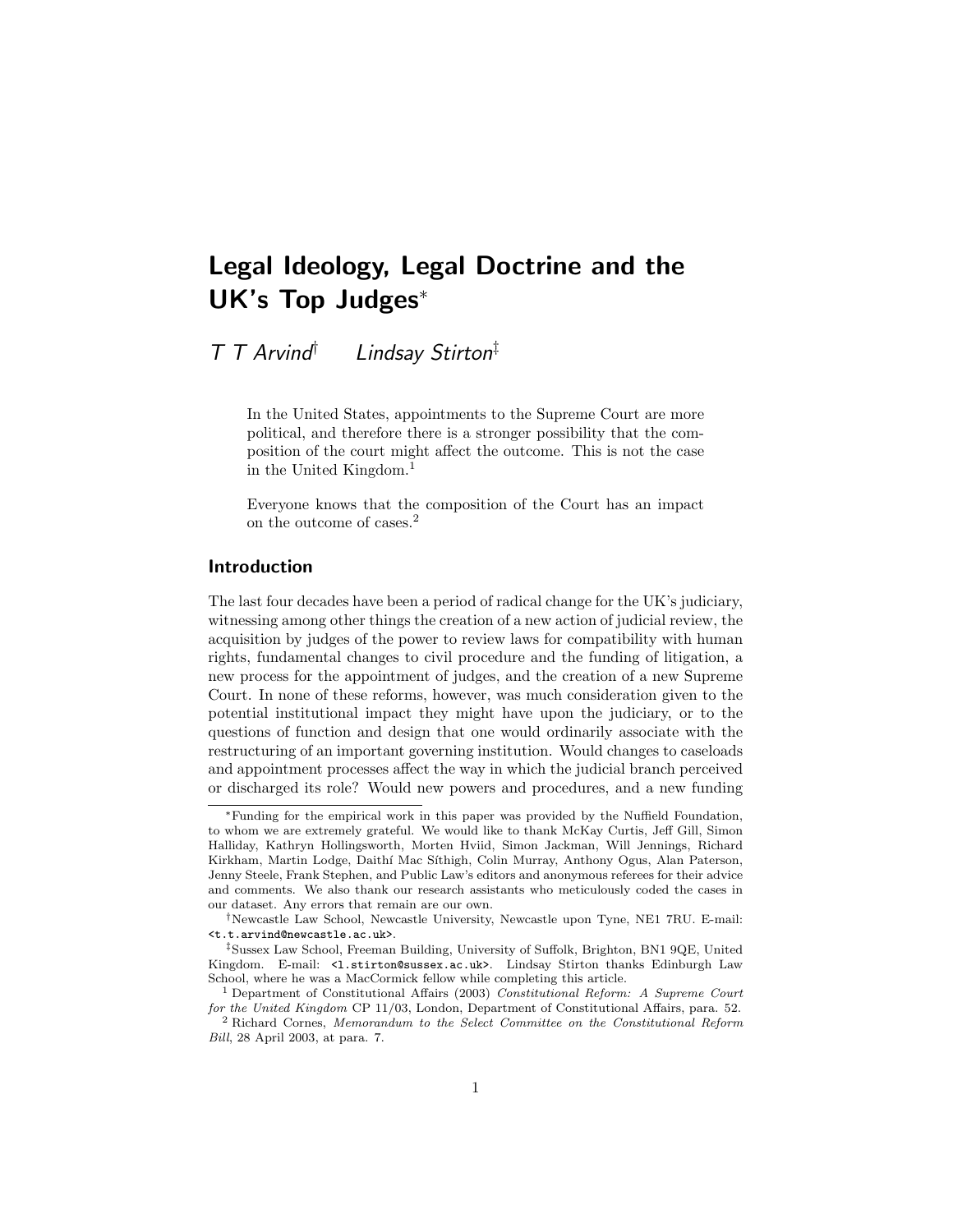# Legal Ideology, Legal Doctrine and the UK's Top Judges*

*T T Arvind*[†] *Lindsay Stirton*[‡]

> In the United States, appointments to the Supreme Court are more political, and therefore there is a stronger possibility that the composition of the court might affect the outcome. This is not the case in the United Kingdom.[1]
>
> Everyone knows that the composition of the Court has an impact on the outcome of cases.[2]

## Introduction

The last four decades have been a period of radical change for the UK's judiciary, witnessing among other things the creation of a new action of judicial review, the acquisition by judges of the power to review laws for compatibility with human rights, fundamental changes to civil procedure and the funding of litigation, a new process for the appointment of judges, and the creation of a new Supreme Court. In none of these reforms, however, was much consideration given to the potential institutional impact they might have upon the judiciary, or to the questions of function and design that one would ordinarily associate with the restructuring of an important governing institution. Would changes to caseloads and appointment processes affect the way in which the judicial branch perceived or discharged its role? Would new powers and procedures, and a new funding

---

*Funding for the empirical work in this paper was provided by the Nuffield Foundation, to whom we are extremely grateful. We would like to thank McKay Curtis, Jeff Gill, Simon Halliday, Kathryn Hollingsworth, Morten Hviid, Simon Jackman, Will Jennings, Richard Kirkham, Martin Lodge, Daithí Mac Síthigh, Colin Murray, Anthony Ogus, Alan Paterson, Jenny Steele, Frank Stephen, and Public Law's editors and anonymous referees for their advice and comments. We also thank our research assistants who meticulously coded the cases in our dataset. Any errors that remain are our own.

[†]Newcastle Law School, Newcastle University, Newcastle upon Tyne, NE1 7RU. E-mail: <t.t.arvind@newcastle.ac.uk>.

[‡]Sussex Law School, Freeman Building, University of Suffolk, Brighton, BN1 9QE, United Kingdom. E-mail: <l.stirton@sussex.ac.uk>. Lindsay Stirton thanks Edinburgh Law School, where he was a MacCormick fellow while completing this article.

[1] Department of Constitutional Affairs (2003) *Constitutional Reform: A Supreme Court for the United Kingdom* CP 11/03, London, Department of Constitutional Affairs, para. 52.

[2] Richard Cornes, *Memorandum to the Select Committee on the Constitutional Reform Bill*, 28 April 2003, at para. 7.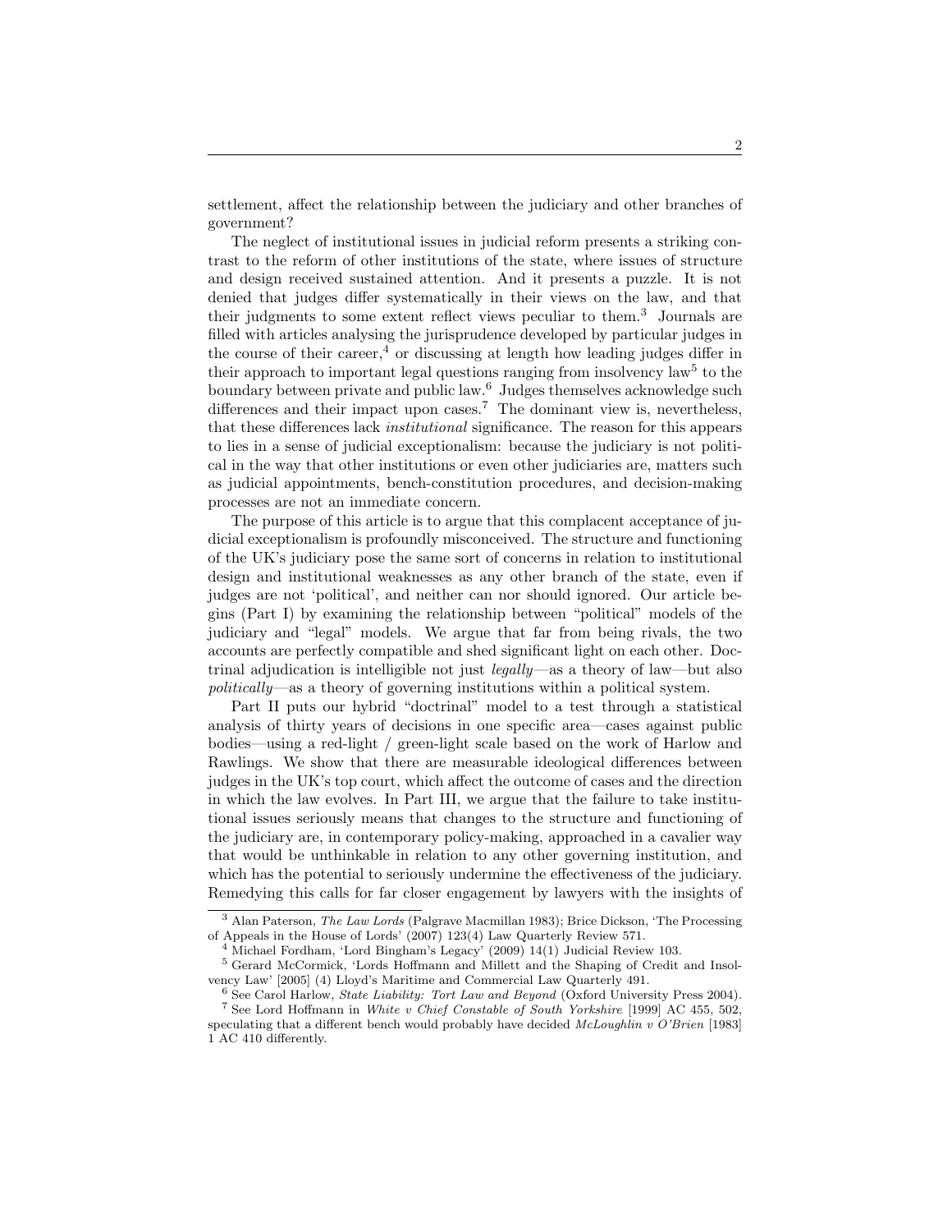settlement, affect the relationship between the judiciary and other branches of government?

The neglect of institutional issues in judicial reform presents a striking contrast to the reform of other institutions of the state, where issues of structure and design received sustained attention. And it presents a puzzle. It is not denied that judges differ systematically in their views on the law, and that their judgments to some extent reflect views peculiar to them.[3] Journals are filled with articles analysing the jurisprudence developed by particular judges in the course of their career,[4] or discussing at length how leading judges differ in their approach to important legal questions ranging from insolvency law[5] to the boundary between private and public law.[6] Judges themselves acknowledge such differences and their impact upon cases.[7] The dominant view is, nevertheless, that these differences lack *institutional* significance. The reason for this appears to lies in a sense of judicial exceptionalism: because the judiciary is not political in the way that other institutions or even other judiciaries are, matters such as judicial appointments, bench-constitution procedures, and decision-making processes are not an immediate concern.

The purpose of this article is to argue that this complacent acceptance of judicial exceptionalism is profoundly misconceived. The structure and functioning of the UK's judiciary pose the same sort of concerns in relation to institutional design and institutional weaknesses as any other branch of the state, even if judges are not 'political', and neither can nor should ignored. Our article begins (Part I) by examining the relationship between "political" models of the judiciary and "legal" models. We argue that far from being rivals, the two accounts are perfectly compatible and shed significant light on each other. Doctrinal adjudication is intelligible not just *legally*—as a theory of law—but also *politically*—as a theory of governing institutions within a political system.

Part II puts our hybrid "doctrinal" model to a test through a statistical analysis of thirty years of decisions in one specific area—cases against public bodies—using a red-light / green-light scale based on the work of Harlow and Rawlings. We show that there are measurable ideological differences between judges in the UK's top court, which affect the outcome of cases and the direction in which the law evolves. In Part III, we argue that the failure to take institutional issues seriously means that changes to the structure and functioning of the judiciary are, in contemporary policy-making, approached in a cavalier way that would be unthinkable in relation to any other governing institution, and which has the potential to seriously undermine the effectiveness of the judiciary. Remedying this calls for far closer engagement by lawyers with the insights of

[3] Alan Paterson, *The Law Lords* (Palgrave Macmillan 1983); Brice Dickson, 'The Processing of Appeals in the House of Lords' (2007) 123(4) Law Quarterly Review 571.

[4] Michael Fordham, 'Lord Bingham's Legacy' (2009) 14(1) Judicial Review 103.

[5] Gerard McCormick, 'Lords Hoffmann and Millett and the Shaping of Credit and Insolvency Law' [2005] (4) Lloyd's Maritime and Commercial Law Quarterly 491.

[6] See Carol Harlow, *State Liability: Tort Law and Beyond* (Oxford University Press 2004).

[7] See Lord Hoffmann in *White v Chief Constable of South Yorkshire* [1999] AC 455, 502, speculating that a different bench would probably have decided *McLoughlin v O'Brien* [1983] 1 AC 410 differently.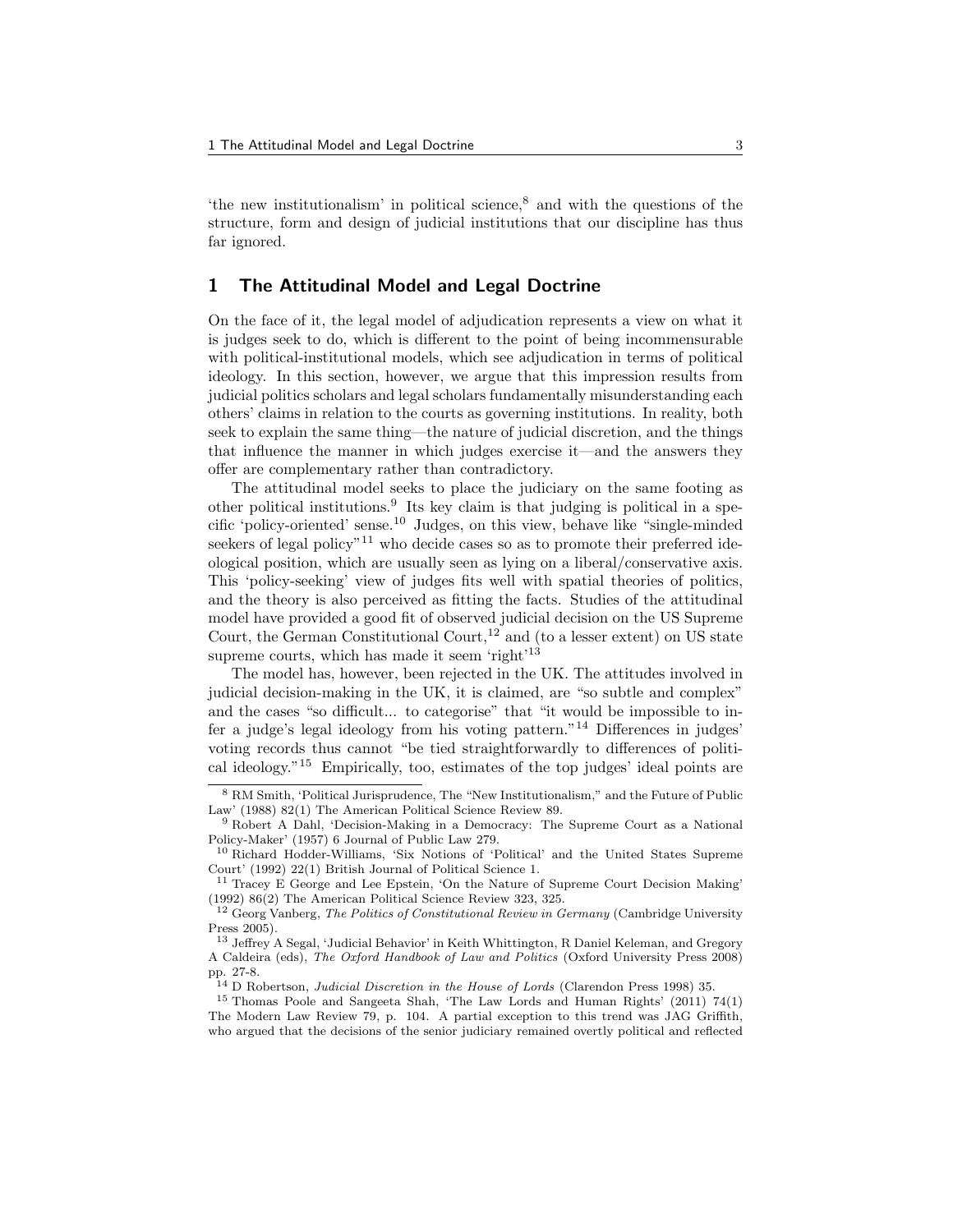'the new institutionalism' in political science,[8] and with the questions of the structure, form and design of judicial institutions that our discipline has thus far ignored.

## 1 The Attitudinal Model and Legal Doctrine

On the face of it, the legal model of adjudication represents a view on what it is judges seek to do, which is different to the point of being incommensurable with political-institutional models, which see adjudication in terms of political ideology. In this section, however, we argue that this impression results from judicial politics scholars and legal scholars fundamentally misunderstanding each others' claims in relation to the courts as governing institutions. In reality, both seek to explain the same thing—the nature of judicial discretion, and the things that influence the manner in which judges exercise it—and the answers they offer are complementary rather than contradictory.

The attitudinal model seeks to place the judiciary on the same footing as other political institutions.[9] Its key claim is that judging is political in a specific 'policy-oriented' sense.[10] Judges, on this view, behave like "single-minded seekers of legal policy"[11] who decide cases so as to promote their preferred ideological position, which are usually seen as lying on a liberal/conservative axis. This 'policy-seeking' view of judges fits well with spatial theories of politics, and the theory is also perceived as fitting the facts. Studies of the attitudinal model have provided a good fit of observed judicial decision on the US Supreme Court, the German Constitutional Court,[12] and (to a lesser extent) on US state supreme courts, which has made it seem 'right'[13]

The model has, however, been rejected in the UK. The attitudes involved in judicial decision-making in the UK, it is claimed, are "so subtle and complex" and the cases "so difficult... to categorise" that "it would be impossible to infer a judge's legal ideology from his voting pattern."[14] Differences in judges' voting records thus cannot "be tied straightforwardly to differences of political ideology."[15] Empirically, too, estimates of the top judges' ideal points are

[8] RM Smith, 'Political Jurisprudence, The "New Institutionalism," and the Future of Public Law' (1988) 82(1) The American Political Science Review 89.

[9] Robert A Dahl, 'Decision-Making in a Democracy: The Supreme Court as a National Policy-Maker' (1957) 6 Journal of Public Law 279.

[10] Richard Hodder-Williams, 'Six Notions of 'Political' and the United States Supreme Court' (1992) 22(1) British Journal of Political Science 1.

[11] Tracey E George and Lee Epstein, 'On the Nature of Supreme Court Decision Making' (1992) 86(2) The American Political Science Review 323, 325.

[12] Georg Vanberg, *The Politics of Constitutional Review in Germany* (Cambridge University Press 2005).

[13] Jeffrey A Segal, 'Judicial Behavior' in Keith Whittington, R Daniel Keleman, and Gregory A Caldeira (eds), *The Oxford Handbook of Law and Politics* (Oxford University Press 2008) pp. 27-8.

[14] D Robertson, *Judicial Discretion in the House of Lords* (Clarendon Press 1998) 35.

[15] Thomas Poole and Sangeeta Shah, 'The Law Lords and Human Rights' (2011) 74(1) The Modern Law Review 79, p. 104. A partial exception to this trend was JAG Griffith, who argued that the decisions of the senior judiciary remained overtly political and reflected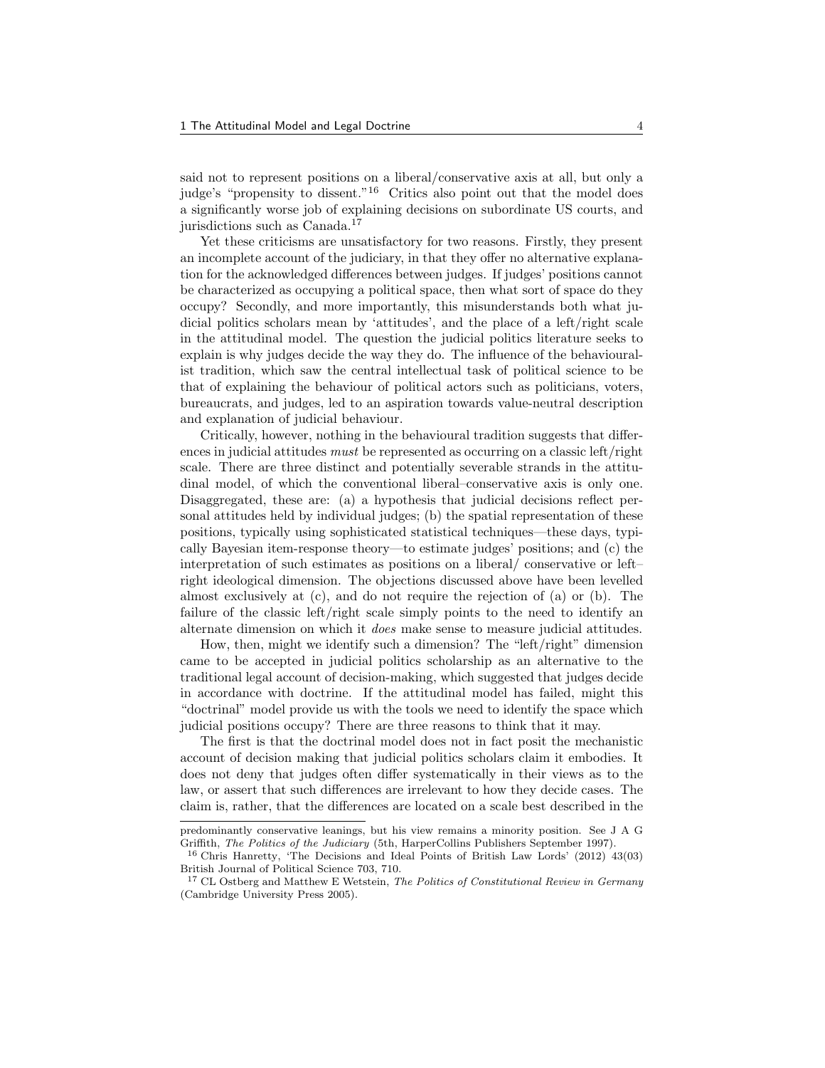said not to represent positions on a liberal/conservative axis at all, but only a judge's "propensity to dissent."[16] Critics also point out that the model does a significantly worse job of explaining decisions on subordinate US courts, and jurisdictions such as Canada.[17]

Yet these criticisms are unsatisfactory for two reasons. Firstly, they present an incomplete account of the judiciary, in that they offer no alternative explanation for the acknowledged differences between judges. If judges' positions cannot be characterized as occupying a political space, then what sort of space do they occupy? Secondly, and more importantly, this misunderstands both what judicial politics scholars mean by 'attitudes', and the place of a left/right scale in the attitudinal model. The question the judicial politics literature seeks to explain is why judges decide the way they do. The influence of the behaviouralist tradition, which saw the central intellectual task of political science to be that of explaining the behaviour of political actors such as politicians, voters, bureaucrats, and judges, led to an aspiration towards value-neutral description and explanation of judicial behaviour.

Critically, however, nothing in the behavioural tradition suggests that differences in judicial attitudes *must* be represented as occurring on a classic left/right scale. There are three distinct and potentially severable strands in the attitudinal model, of which the conventional liberal–conservative axis is only one. Disaggregated, these are: (a) a hypothesis that judicial decisions reflect personal attitudes held by individual judges; (b) the spatial representation of these positions, typically using sophisticated statistical techniques—these days, typically Bayesian item-response theory—to estimate judges' positions; and (c) the interpretation of such estimates as positions on a liberal/ conservative or left–right ideological dimension. The objections discussed above have been levelled almost exclusively at (c), and do not require the rejection of (a) or (b). The failure of the classic left/right scale simply points to the need to identify an alternate dimension on which it *does* make sense to measure judicial attitudes.

How, then, might we identify such a dimension? The "left/right" dimension came to be accepted in judicial politics scholarship as an alternative to the traditional legal account of decision-making, which suggested that judges decide in accordance with doctrine. If the attitudinal model has failed, might this "doctrinal" model provide us with the tools we need to identify the space which judicial positions occupy? There are three reasons to think that it may.

The first is that the doctrinal model does not in fact posit the mechanistic account of decision making that judicial politics scholars claim it embodies. It does not deny that judges often differ systematically in their views as to the law, or assert that such differences are irrelevant to how they decide cases. The claim is, rather, that the differences are located on a scale best described in the

---

predominantly conservative leanings, but his view remains a minority position. See J A G Griffith, *The Politics of the Judiciary* (5th, HarperCollins Publishers September 1997).

[16] Chris Hanretty, 'The Decisions and Ideal Points of British Law Lords' (2012) 43(03) British Journal of Political Science 703, 710.

[17] CL Ostberg and Matthew E Wetstein, *The Politics of Constitutional Review in Germany* (Cambridge University Press 2005).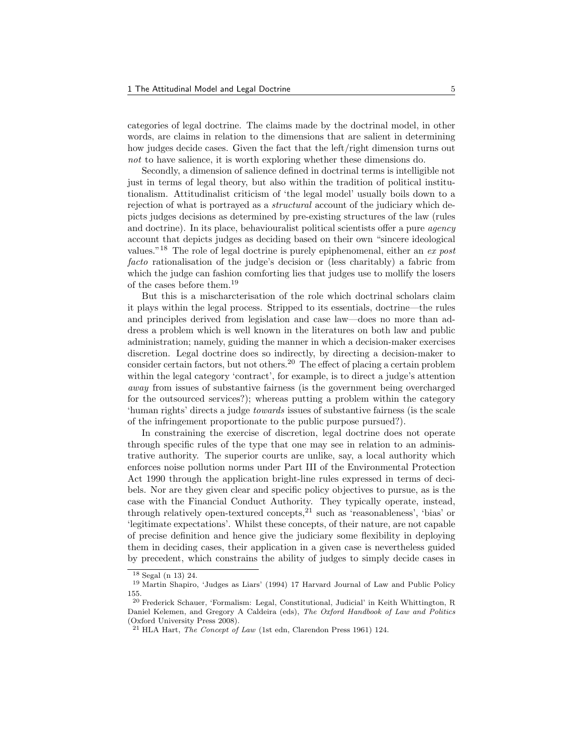categories of legal doctrine. The claims made by the doctrinal model, in other words, are claims in relation to the dimensions that are salient in determining how judges decide cases. Given the fact that the left/right dimension turns out *not* to have salience, it is worth exploring whether these dimensions do.

Secondly, a dimension of salience defined in doctrinal terms is intelligible not just in terms of legal theory, but also within the tradition of political institutionalism. Attitudinalist criticism of 'the legal model' usually boils down to a rejection of what is portrayed as a *structural* account of the judiciary which depicts judges decisions as determined by pre-existing structures of the law (rules and doctrine). In its place, behaviouralist political scientists offer a pure *agency* account that depicts judges as deciding based on their own "sincere ideological values."[18] The role of legal doctrine is purely epiphenomenal, either an *ex post facto* rationalisation of the judge's decision or (less charitably) a fabric from which the judge can fashion comforting lies that judges use to mollify the losers of the cases before them.[19]

But this is a mischarcterisation of the role which doctrinal scholars claim it plays within the legal process. Stripped to its essentials, doctrine—the rules and principles derived from legislation and case law—does no more than address a problem which is well known in the literatures on both law and public administration; namely, guiding the manner in which a decision-maker exercises discretion. Legal doctrine does so indirectly, by directing a decision-maker to consider certain factors, but not others.[20] The effect of placing a certain problem within the legal category 'contract', for example, is to direct a judge's attention *away* from issues of substantive fairness (is the government being overcharged for the outsourced services?); whereas putting a problem within the category 'human rights' directs a judge *towards* issues of substantive fairness (is the scale of the infringement proportionate to the public purpose pursued?).

In constraining the exercise of discretion, legal doctrine does not operate through specific rules of the type that one may see in relation to an administrative authority. The superior courts are unlike, say, a local authority which enforces noise pollution norms under Part III of the Environmental Protection Act 1990 through the application bright-line rules expressed in terms of decibels. Nor are they given clear and specific policy objectives to pursue, as is the case with the Financial Conduct Authority. They typically operate, instead, through relatively open-textured concepts,[21] such as 'reasonableness', 'bias' or 'legitimate expectations'. Whilst these concepts, of their nature, are not capable of precise definition and hence give the judiciary some flexibility in deploying them in deciding cases, their application in a given case is nevertheless guided by precedent, which constrains the ability of judges to simply decide cases in

[18] Segal (n 13) 24.

[19] Martin Shapiro, 'Judges as Liars' (1994) 17 Harvard Journal of Law and Public Policy 155.

[20] Frederick Schauer, 'Formalism: Legal, Constitutional, Judicial' in Keith Whittington, R Daniel Kelemen, and Gregory A Caldeira (eds), *The Oxford Handbook of Law and Politics* (Oxford University Press 2008).

[21] HLA Hart, *The Concept of Law* (1st edn, Clarendon Press 1961) 124.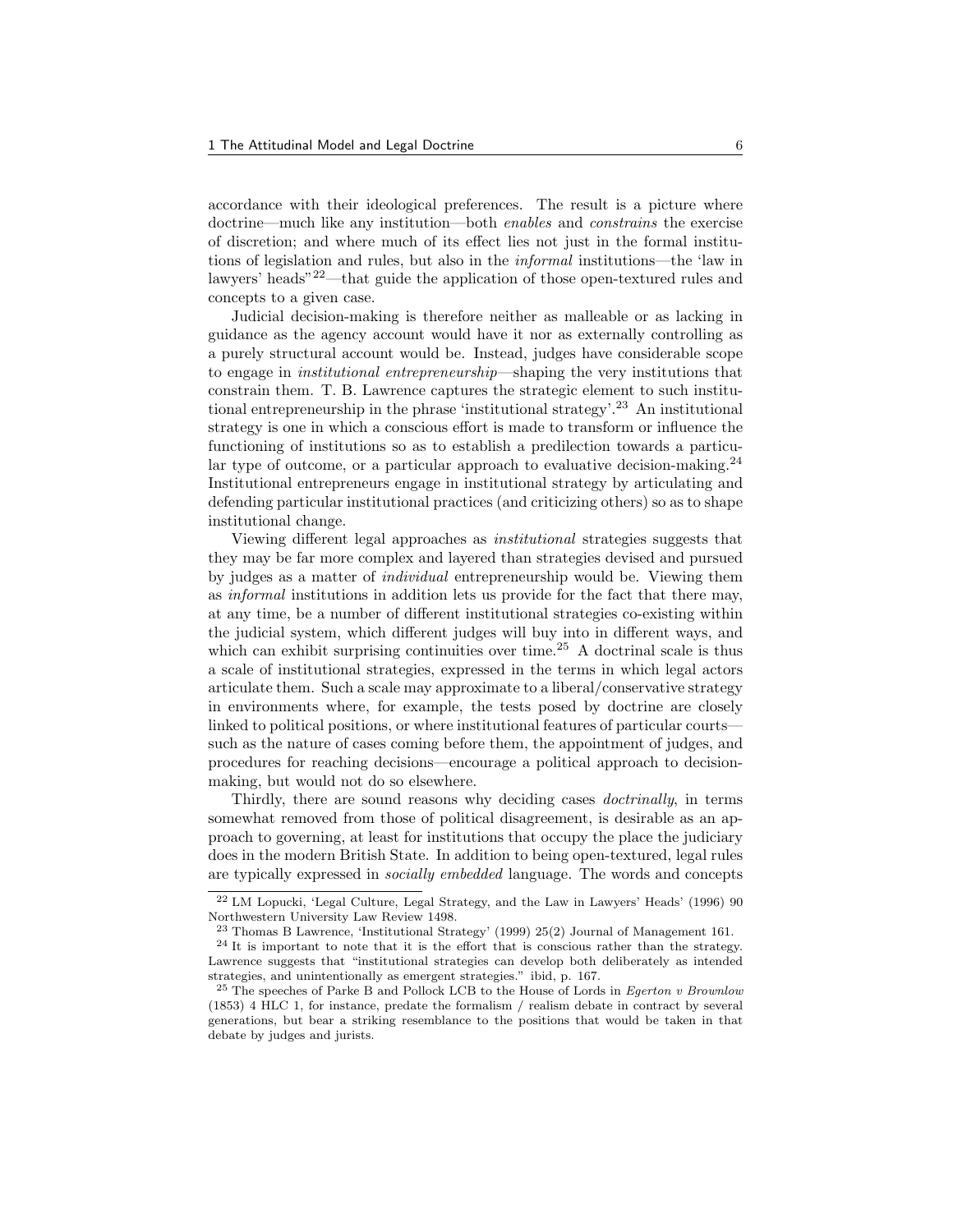accordance with their ideological preferences. The result is a picture where doctrine—much like any institution—both *enables* and *constrains* the exercise of discretion; and where much of its effect lies not just in the formal institutions of legislation and rules, but also in the *informal* institutions—the 'law in lawyers' heads"[22]—that guide the application of those open-textured rules and concepts to a given case.

Judicial decision-making is therefore neither as malleable or as lacking in guidance as the agency account would have it nor as externally controlling as a purely structural account would be. Instead, judges have considerable scope to engage in *institutional entrepreneurship*—shaping the very institutions that constrain them. T. B. Lawrence captures the strategic element to such institutional entrepreneurship in the phrase 'institutional strategy'.[23] An institutional strategy is one in which a conscious effort is made to transform or influence the functioning of institutions so as to establish a predilection towards a particular type of outcome, or a particular approach to evaluative decision-making.[24] Institutional entrepreneurs engage in institutional strategy by articulating and defending particular institutional practices (and criticizing others) so as to shape institutional change.

Viewing different legal approaches as *institutional* strategies suggests that they may be far more complex and layered than strategies devised and pursued by judges as a matter of *individual* entrepreneurship would be. Viewing them as *informal* institutions in addition lets us provide for the fact that there may, at any time, be a number of different institutional strategies co-existing within the judicial system, which different judges will buy into in different ways, and which can exhibit surprising continuities over time.[25] A doctrinal scale is thus a scale of institutional strategies, expressed in the terms in which legal actors articulate them. Such a scale may approximate to a liberal/conservative strategy in environments where, for example, the tests posed by doctrine are closely linked to political positions, or where institutional features of particular courts—such as the nature of cases coming before them, the appointment of judges, and procedures for reaching decisions—encourage a political approach to decision-making, but would not do so elsewhere.

Thirdly, there are sound reasons why deciding cases *doctrinally*, in terms somewhat removed from those of political disagreement, is desirable as an approach to governing, at least for institutions that occupy the place the judiciary does in the modern British State. In addition to being open-textured, legal rules are typically expressed in *socially embedded* language. The words and concepts

---

[22] LM Lopucki, 'Legal Culture, Legal Strategy, and the Law in Lawyers' Heads' (1996) 90 Northwestern University Law Review 1498.

[23] Thomas B Lawrence, 'Institutional Strategy' (1999) 25(2) Journal of Management 161.

[24] It is important to note that it is the effort that is conscious rather than the strategy. Lawrence suggests that "institutional strategies can develop both deliberately as intended strategies, and unintentionally as emergent strategies." ibid, p. 167.

[25] The speeches of Parke B and Pollock LCB to the House of Lords in *Egerton v Brownlow* (1853) 4 HLC 1, for instance, predate the formalism / realism debate in contract by several generations, but bear a striking resemblance to the positions that would be taken in that debate by judges and jurists.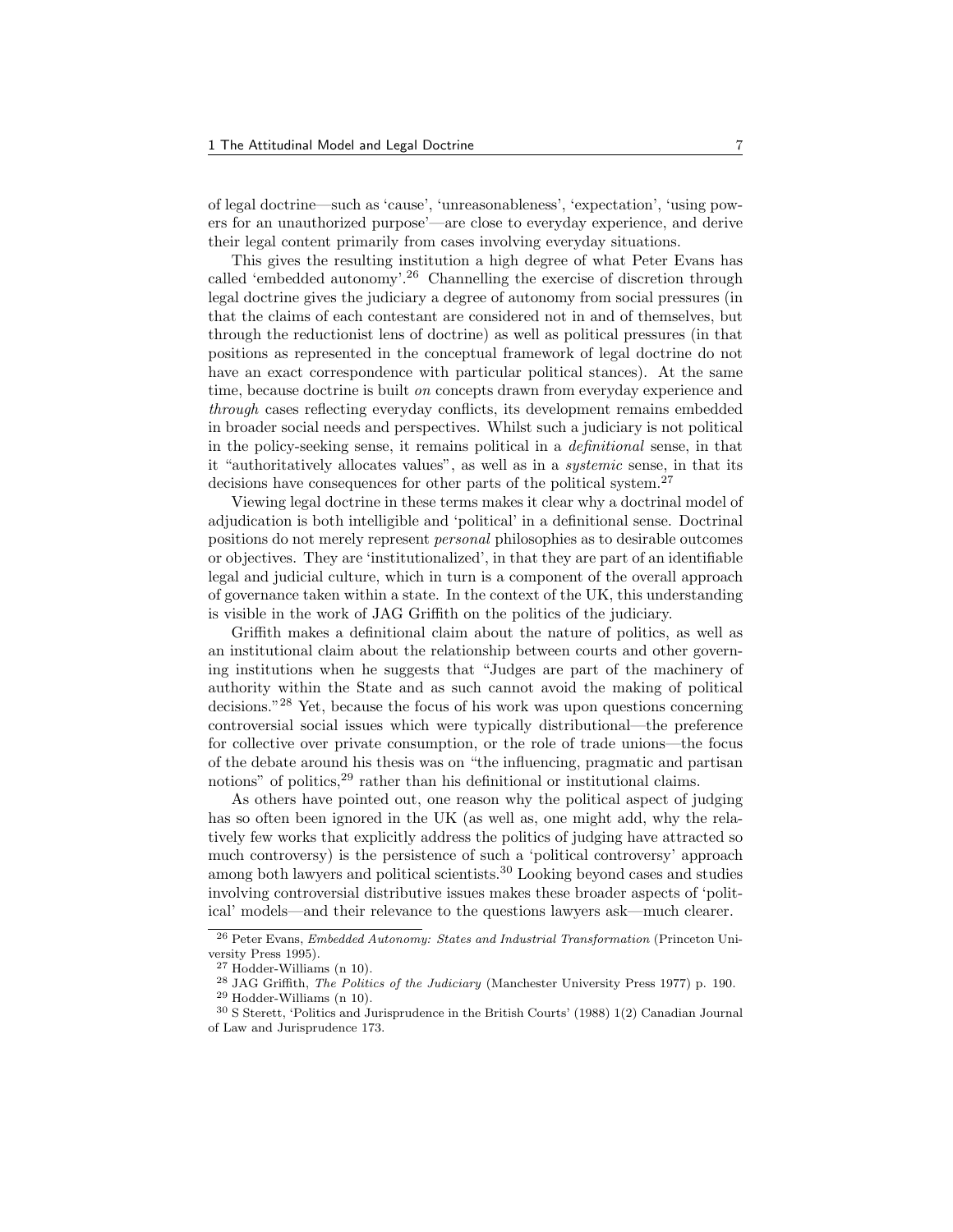of legal doctrine—such as 'cause', 'unreasonableness', 'expectation', 'using powers for an unauthorized purpose'—are close to everyday experience, and derive their legal content primarily from cases involving everyday situations.

This gives the resulting institution a high degree of what Peter Evans has called 'embedded autonomy'.[26] Channelling the exercise of discretion through legal doctrine gives the judiciary a degree of autonomy from social pressures (in that the claims of each contestant are considered not in and of themselves, but through the reductionist lens of doctrine) as well as political pressures (in that positions as represented in the conceptual framework of legal doctrine do not have an exact correspondence with particular political stances). At the same time, because doctrine is built *on* concepts drawn from everyday experience and *through* cases reflecting everyday conflicts, its development remains embedded in broader social needs and perspectives. Whilst such a judiciary is not political in the policy-seeking sense, it remains political in a *definitional* sense, in that it "authoritatively allocates values", as well as in a *systemic* sense, in that its decisions have consequences for other parts of the political system.[27]

Viewing legal doctrine in these terms makes it clear why a doctrinal model of adjudication is both intelligible and 'political' in a definitional sense. Doctrinal positions do not merely represent *personal* philosophies as to desirable outcomes or objectives. They are 'institutionalized', in that they are part of an identifiable legal and judicial culture, which in turn is a component of the overall approach of governance taken within a state. In the context of the UK, this understanding is visible in the work of JAG Griffith on the politics of the judiciary.

Griffith makes a definitional claim about the nature of politics, as well as an institutional claim about the relationship between courts and other governing institutions when he suggests that "Judges are part of the machinery of authority within the State and as such cannot avoid the making of political decisions."[28] Yet, because the focus of his work was upon questions concerning controversial social issues which were typically distributional—the preference for collective over private consumption, or the role of trade unions—the focus of the debate around his thesis was on "the influencing, pragmatic and partisan notions" of politics,[29] rather than his definitional or institutional claims.

As others have pointed out, one reason why the political aspect of judging has so often been ignored in the UK (as well as, one might add, why the relatively few works that explicitly address the politics of judging have attracted so much controversy) is the persistence of such a 'political controversy' approach among both lawyers and political scientists.[30] Looking beyond cases and studies involving controversial distributive issues makes these broader aspects of 'political' models—and their relevance to the questions lawyers ask—much clearer.

---

[26] Peter Evans, *Embedded Autonomy: States and Industrial Transformation* (Princeton University Press 1995).

[27] Hodder-Williams (n 10).

[28] JAG Griffith, *The Politics of the Judiciary* (Manchester University Press 1977) p. 190.

[29] Hodder-Williams (n 10).

[30] S Sterett, 'Politics and Jurisprudence in the British Courts' (1988) 1(2) Canadian Journal of Law and Jurisprudence 173.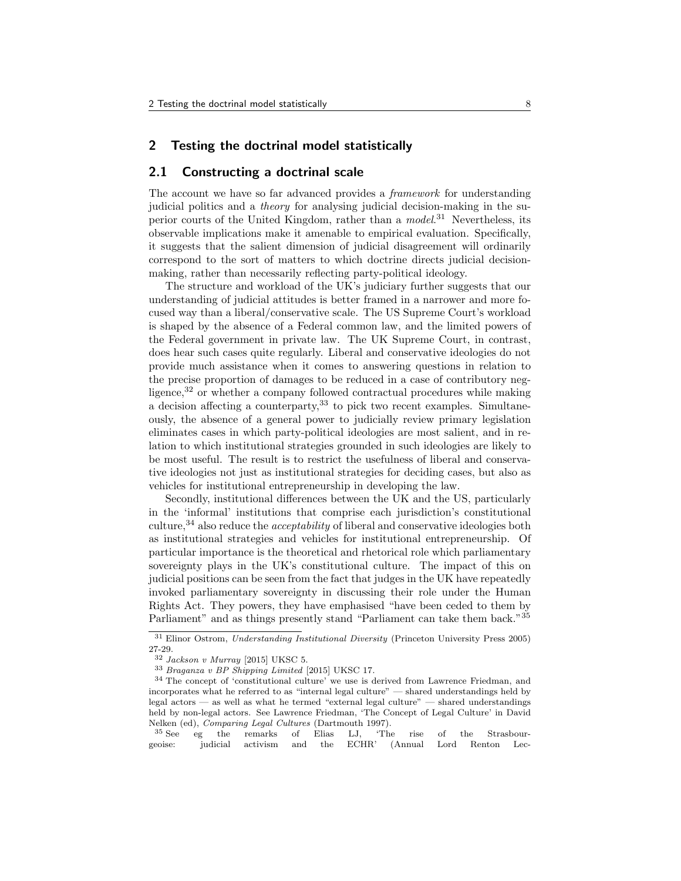## 2 Testing the doctrinal model statistically

### 2.1 Constructing a doctrinal scale

The account we have so far advanced provides a *framework* for understanding judicial politics and a *theory* for analysing judicial decision-making in the superior courts of the United Kingdom, rather than a *model*.[31] Nevertheless, its observable implications make it amenable to empirical evaluation. Specifically, it suggests that the salient dimension of judicial disagreement will ordinarily correspond to the sort of matters to which doctrine directs judicial decision-making, rather than necessarily reflecting party-political ideology.

The structure and workload of the UK's judiciary further suggests that our understanding of judicial attitudes is better framed in a narrower and more focused way than a liberal/conservative scale. The US Supreme Court's workload is shaped by the absence of a Federal common law, and the limited powers of the Federal government in private law. The UK Supreme Court, in contrast, does hear such cases quite regularly. Liberal and conservative ideologies do not provide much assistance when it comes to answering questions in relation to the precise proportion of damages to be reduced in a case of contributory negligence,[32] or whether a company followed contractual procedures while making a decision affecting a counterparty,[33] to pick two recent examples. Simultaneously, the absence of a general power to judicially review primary legislation eliminates cases in which party-political ideologies are most salient, and in relation to which institutional strategies grounded in such ideologies are likely to be most useful. The result is to restrict the usefulness of liberal and conservative ideologies not just as institutional strategies for deciding cases, but also as vehicles for institutional entrepreneurship in developing the law.

Secondly, institutional differences between the UK and the US, particularly in the 'informal' institutions that comprise each jurisdiction's constitutional culture,[34] also reduce the *acceptability* of liberal and conservative ideologies both as institutional strategies and vehicles for institutional entrepreneurship. Of particular importance is the theoretical and rhetorical role which parliamentary sovereignty plays in the UK's constitutional culture. The impact of this on judicial positions can be seen from the fact that judges in the UK have repeatedly invoked parliamentary sovereignty in discussing their role under the Human Rights Act. They powers, they have emphasised "have been ceded to them by Parliament" and as things presently stand "Parliament can take them back."[35]

---

[31] Elinor Ostrom, *Understanding Institutional Diversity* (Princeton University Press 2005) 27-29.

[32] *Jackson v Murray* [2015] UKSC 5.

[33] *Braganza v BP Shipping Limited* [2015] UKSC 17.

[34] The concept of 'constitutional culture' we use is derived from Lawrence Friedman, and incorporates what he referred to as "internal legal culture" — shared understandings held by legal actors — as well as what he termed "external legal culture" — shared understandings held by non-legal actors. See Lawrence Friedman, 'The Concept of Legal Culture' in David Nelken (ed), *Comparing Legal Cultures* (Dartmouth 1997).

[35] See eg the remarks of Elias LJ, 'The rise of the Strasbourgeoise: judicial activism and the ECHR' (Annual Lord Renton Lec-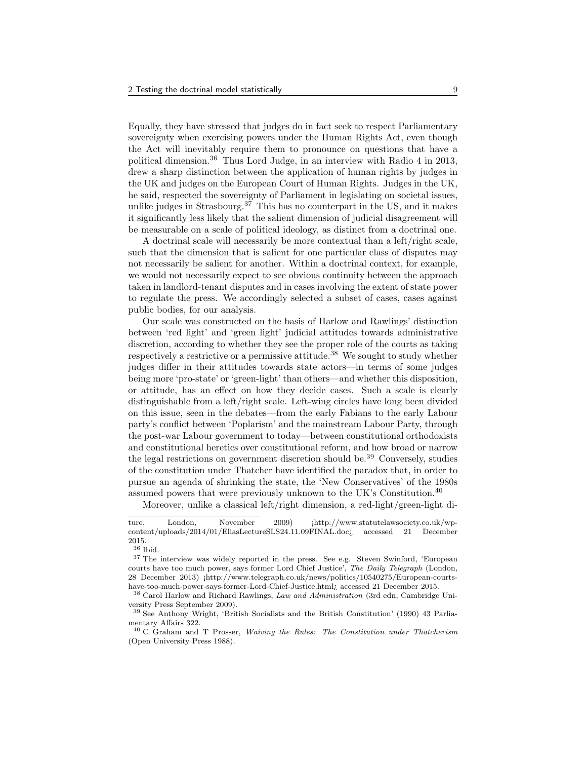Equally, they have stressed that judges do in fact seek to respect Parliamentary sovereignty when exercising powers under the Human Rights Act, even though the Act will inevitably require them to pronounce on questions that have a political dimension.[36] Thus Lord Judge, in an interview with Radio 4 in 2013, drew a sharp distinction between the application of human rights by judges in the UK and judges on the European Court of Human Rights. Judges in the UK, he said, respected the sovereignty of Parliament in legislating on societal issues, unlike judges in Strasbourg.[37] This has no counterpart in the US, and it makes it significantly less likely that the salient dimension of judicial disagreement will be measurable on a scale of political ideology, as distinct from a doctrinal one.

A doctrinal scale will necessarily be more contextual than a left/right scale, such that the dimension that is salient for one particular class of disputes may not necessarily be salient for another. Within a doctrinal context, for example, we would not necessarily expect to see obvious continuity between the approach taken in landlord-tenant disputes and in cases involving the extent of state power to regulate the press. We accordingly selected a subset of cases, cases against public bodies, for our analysis.

Our scale was constructed on the basis of Harlow and Rawlings' distinction between 'red light' and 'green light' judicial attitudes towards administrative discretion, according to whether they see the proper role of the courts as taking respectively a restrictive or a permissive attitude.[38] We sought to study whether judges differ in their attitudes towards state actors—in terms of some judges being more 'pro-state' or 'green-light' than others—and whether this disposition, or attitude, has an effect on how they decide cases. Such a scale is clearly distinguishable from a left/right scale. Left-wing circles have long been divided on this issue, seen in the debates—from the early Fabians to the early Labour party's conflict between 'Poplarism' and the mainstream Labour Party, through the post-war Labour government to today—between constitutional orthodoxists and constitutional heretics over constitutional reform, and how broad or narrow the legal restrictions on government discretion should be.[39] Conversely, studies of the constitution under Thatcher have identified the paradox that, in order to pursue an agenda of shrinking the state, the 'New Conservatives' of the 1980s assumed powers that were previously unknown to the UK's Constitution.[40]

Moreover, unlike a classical left/right dimension, a red-light/green-light di-

---

ture, London, November 2009) <http://www.statutelawsociety.co.uk/wp-content/uploads/2014/01/EliasLectureSLS24.11.09FINAL.doc> accessed 21 December 2015.

[36] Ibid.

[37] The interview was widely reported in the press. See e.g. Steven Swinford, 'European courts have too much power, says former Lord Chief Justice', *The Daily Telegraph* (London, 28 December 2013) <http://www.telegraph.co.uk/news/politics/10540275/European-courts-have-too-much-power-says-former-Lord-Chief-Justice.html> accessed 21 December 2015.

[38] Carol Harlow and Richard Rawlings, *Law and Administration* (3rd edn, Cambridge University Press September 2009).

[39] See Anthony Wright, 'British Socialists and the British Constitution' (1990) 43 Parliamentary Affairs 322.

[40] C Graham and T Prosser, *Waiving the Rules: The Constitution under Thatcherism* (Open University Press 1988).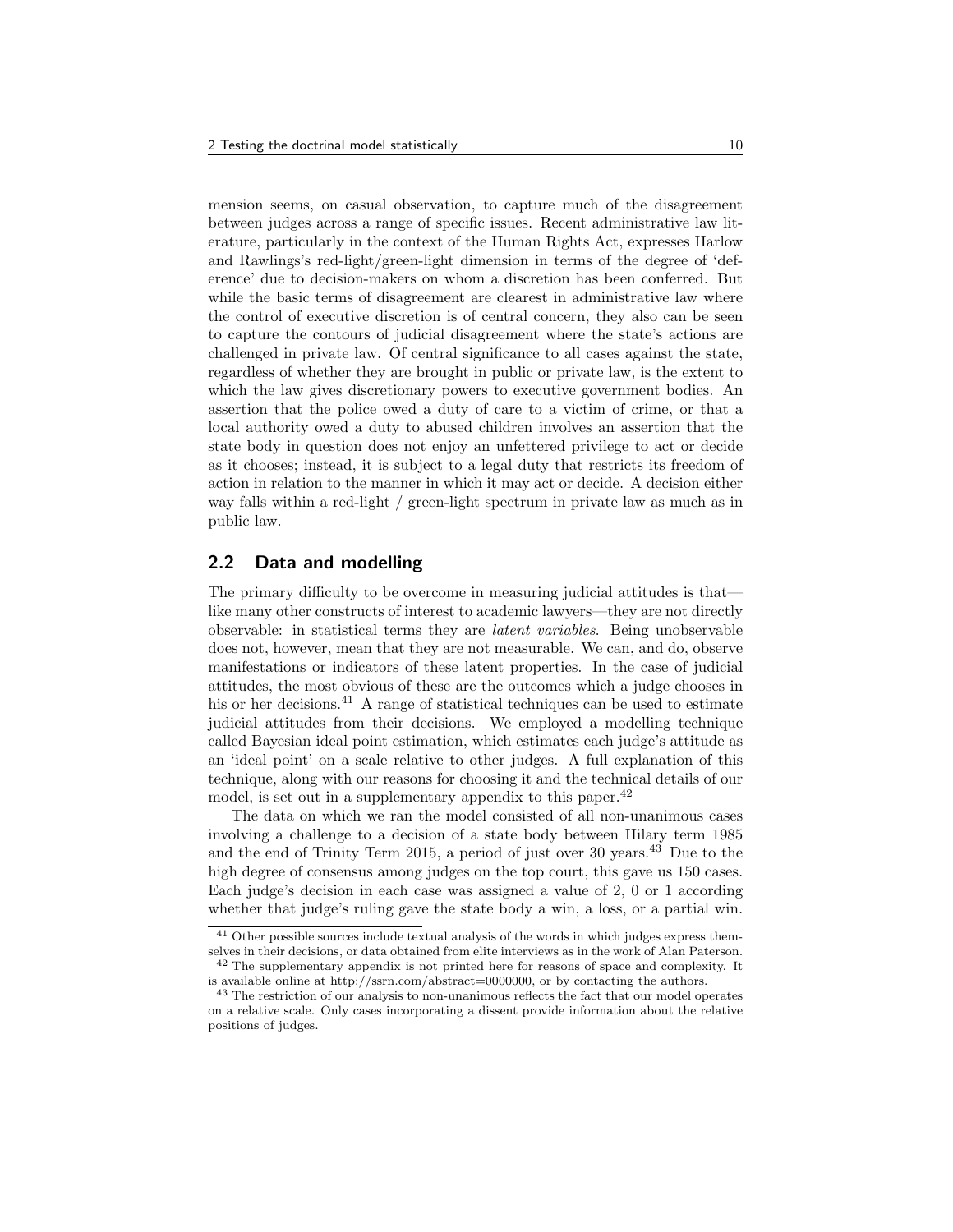mension seems, on casual observation, to capture much of the disagreement between judges across a range of specific issues. Recent administrative law literature, particularly in the context of the Human Rights Act, expresses Harlow and Rawlings's red-light/green-light dimension in terms of the degree of 'deference' due to decision-makers on whom a discretion has been conferred. But while the basic terms of disagreement are clearest in administrative law where the control of executive discretion is of central concern, they also can be seen to capture the contours of judicial disagreement where the state's actions are challenged in private law. Of central significance to all cases against the state, regardless of whether they are brought in public or private law, is the extent to which the law gives discretionary powers to executive government bodies. An assertion that the police owed a duty of care to a victim of crime, or that a local authority owed a duty to abused children involves an assertion that the state body in question does not enjoy an unfettered privilege to act or decide as it chooses; instead, it is subject to a legal duty that restricts its freedom of action in relation to the manner in which it may act or decide. A decision either way falls within a red-light / green-light spectrum in private law as much as in public law.

## 2.2 Data and modelling

The primary difficulty to be overcome in measuring judicial attitudes is that—like many other constructs of interest to academic lawyers—they are not directly observable: in statistical terms they are *latent variables*. Being unobservable does not, however, mean that they are not measurable. We can, and do, observe manifestations or indicators of these latent properties. In the case of judicial attitudes, the most obvious of these are the outcomes which a judge chooses in his or her decisions.[41] A range of statistical techniques can be used to estimate judicial attitudes from their decisions. We employed a modelling technique called Bayesian ideal point estimation, which estimates each judge's attitude as an 'ideal point' on a scale relative to other judges. A full explanation of this technique, along with our reasons for choosing it and the technical details of our model, is set out in a supplementary appendix to this paper.[42]

The data on which we ran the model consisted of all non-unanimous cases involving a challenge to a decision of a state body between Hilary term 1985 and the end of Trinity Term 2015, a period of just over 30 years.[43] Due to the high degree of consensus among judges on the top court, this gave us 150 cases. Each judge's decision in each case was assigned a value of 2, 0 or 1 according whether that judge's ruling gave the state body a win, a loss, or a partial win.

[41] Other possible sources include textual analysis of the words in which judges express themselves in their decisions, or data obtained from elite interviews as in the work of Alan Paterson.

[42] The supplementary appendix is not printed here for reasons of space and complexity. It is available online at http://ssrn.com/abstract=0000000, or by contacting the authors.

[43] The restriction of our analysis to non-unanimous reflects the fact that our model operates on a relative scale. Only cases incorporating a dissent provide information about the relative positions of judges.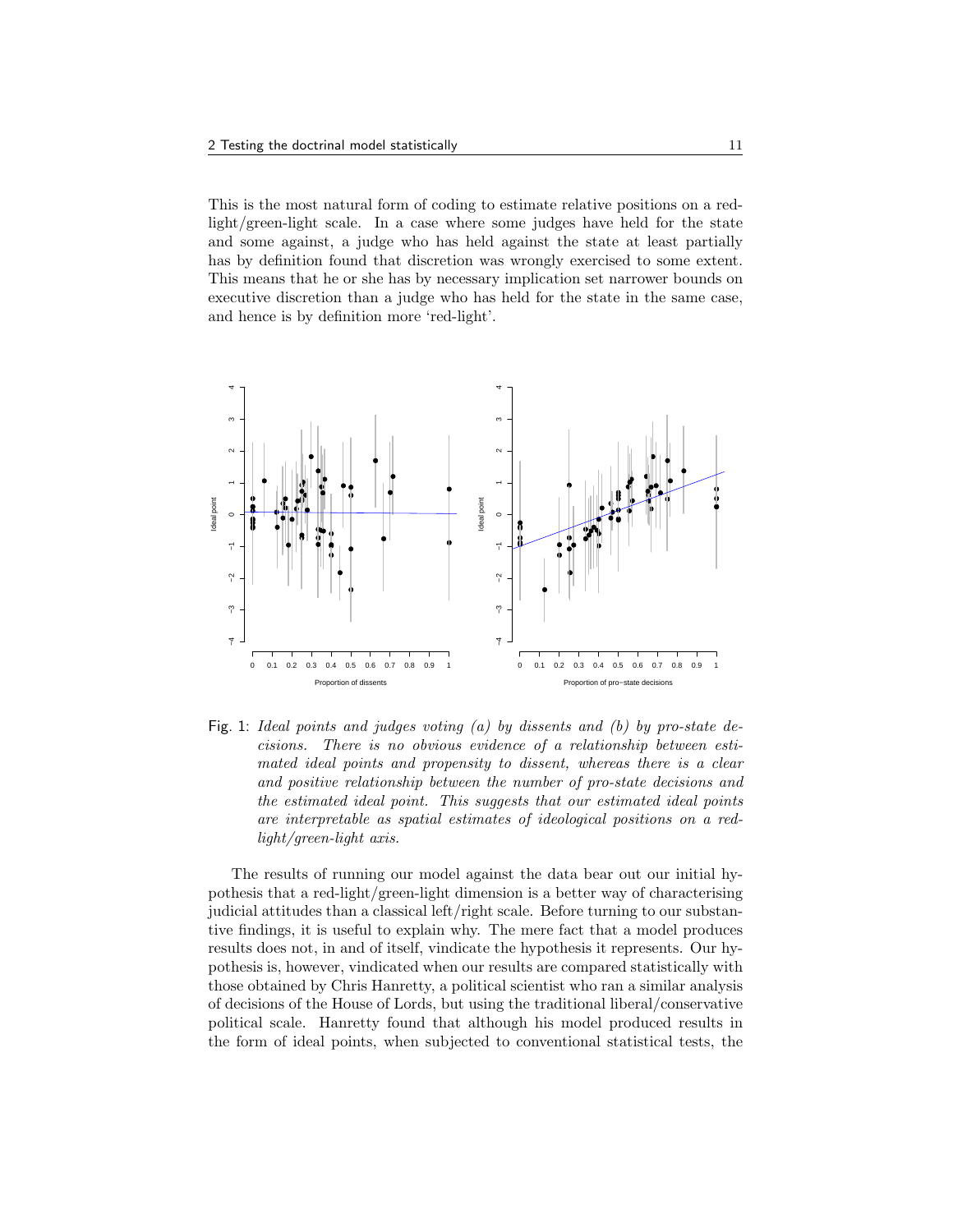This is the most natural form of coding to estimate relative positions on a red-light/green-light scale. In a case where some judges have held for the state and some against, a judge who has held against the state at least partially has by definition found that discretion was wrongly exercised to some extent. This means that he or she has by necessary implication set narrower bounds on executive discretion than a judge who has held for the state in the same case, and hence is by definition more 'red-light'.

Fig. 1: *Ideal points and judges voting (a) by dissents and (b) by pro-state decisions. There is no obvious evidence of a relationship between estimated ideal points and propensity to dissent, whereas there is a clear and positive relationship between the number of pro-state decisions and the estimated ideal point. This suggests that our estimated ideal points are interpretable as spatial estimates of ideological positions on a red-light/green-light axis.*

The results of running our model against the data bear out our initial hypothesis that a red-light/green-light dimension is a better way of characterising judicial attitudes than a classical left/right scale. Before turning to our substantive findings, it is useful to explain why. The mere fact that a model produces results does not, in and of itself, vindicate the hypothesis it represents. Our hypothesis is, however, vindicated when our results are compared statistically with those obtained by Chris Hanretty, a political scientist who ran a similar analysis of decisions of the House of Lords, but using the traditional liberal/conservative political scale. Hanretty found that although his model produced results in the form of ideal points, when subjected to conventional statistical tests, the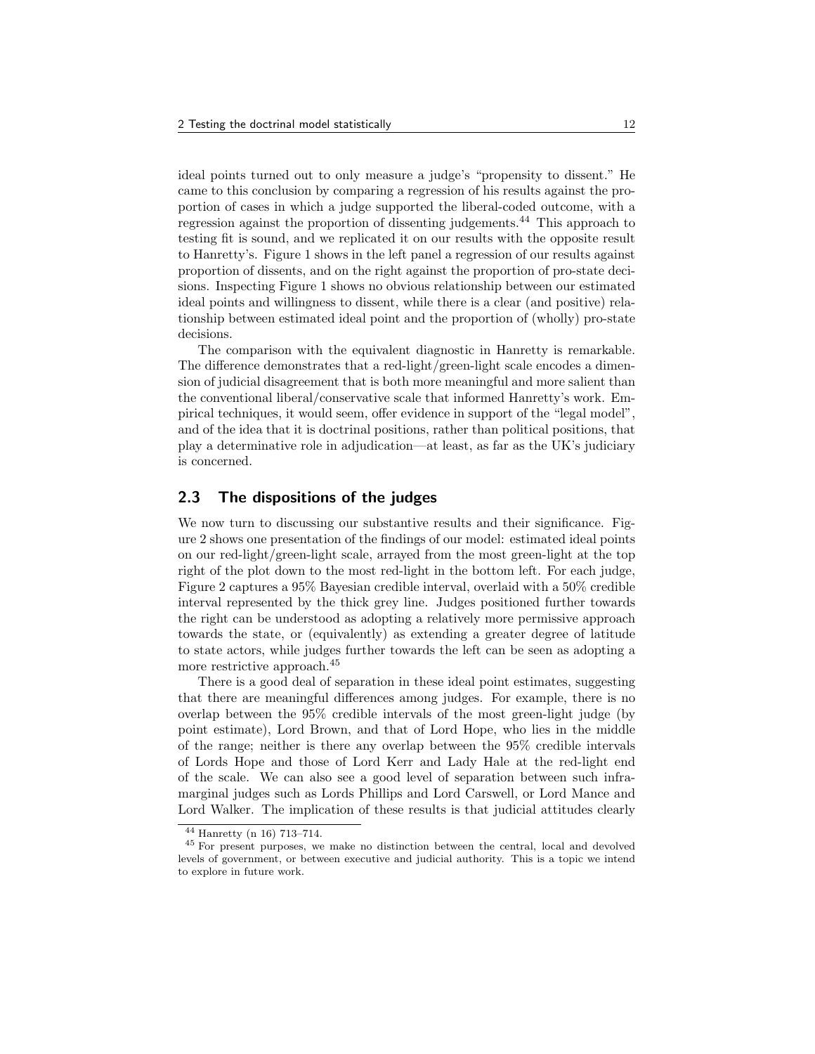ideal points turned out to only measure a judge's "propensity to dissent." He came to this conclusion by comparing a regression of his results against the proportion of cases in which a judge supported the liberal-coded outcome, with a regression against the proportion of dissenting judgements.[44] This approach to testing fit is sound, and we replicated it on our results with the opposite result to Hanretty's. Figure 1 shows in the left panel a regression of our results against proportion of dissents, and on the right against the proportion of pro-state decisions. Inspecting Figure 1 shows no obvious relationship between our estimated ideal points and willingness to dissent, while there is a clear (and positive) relationship between estimated ideal point and the proportion of (wholly) pro-state decisions.

The comparison with the equivalent diagnostic in Hanretty is remarkable. The difference demonstrates that a red-light/green-light scale encodes a dimension of judicial disagreement that is both more meaningful and more salient than the conventional liberal/conservative scale that informed Hanretty's work. Empirical techniques, it would seem, offer evidence in support of the "legal model", and of the idea that it is doctrinal positions, rather than political positions, that play a determinative role in adjudication—at least, as far as the UK's judiciary is concerned.

## 2.3 The dispositions of the judges

We now turn to discussing our substantive results and their significance. Figure 2 shows one presentation of the findings of our model: estimated ideal points on our red-light/green-light scale, arrayed from the most green-light at the top right of the plot down to the most red-light in the bottom left. For each judge, Figure 2 captures a 95% Bayesian credible interval, overlaid with a 50% credible interval represented by the thick grey line. Judges positioned further towards the right can be understood as adopting a relatively more permissive approach towards the state, or (equivalently) as extending a greater degree of latitude to state actors, while judges further towards the left can be seen as adopting a more restrictive approach.[45]

There is a good deal of separation in these ideal point estimates, suggesting that there are meaningful differences among judges. For example, there is no overlap between the 95% credible intervals of the most green-light judge (by point estimate), Lord Brown, and that of Lord Hope, who lies in the middle of the range; neither is there any overlap between the 95% credible intervals of Lords Hope and those of Lord Kerr and Lady Hale at the red-light end of the scale. We can also see a good level of separation between such inframarginal judges such as Lords Phillips and Lord Carswell, or Lord Mance and Lord Walker. The implication of these results is that judicial attitudes clearly

[44] Hanretty (n 16) 713–714.

[45] For present purposes, we make no distinction between the central, local and devolved levels of government, or between executive and judicial authority. This is a topic we intend to explore in future work.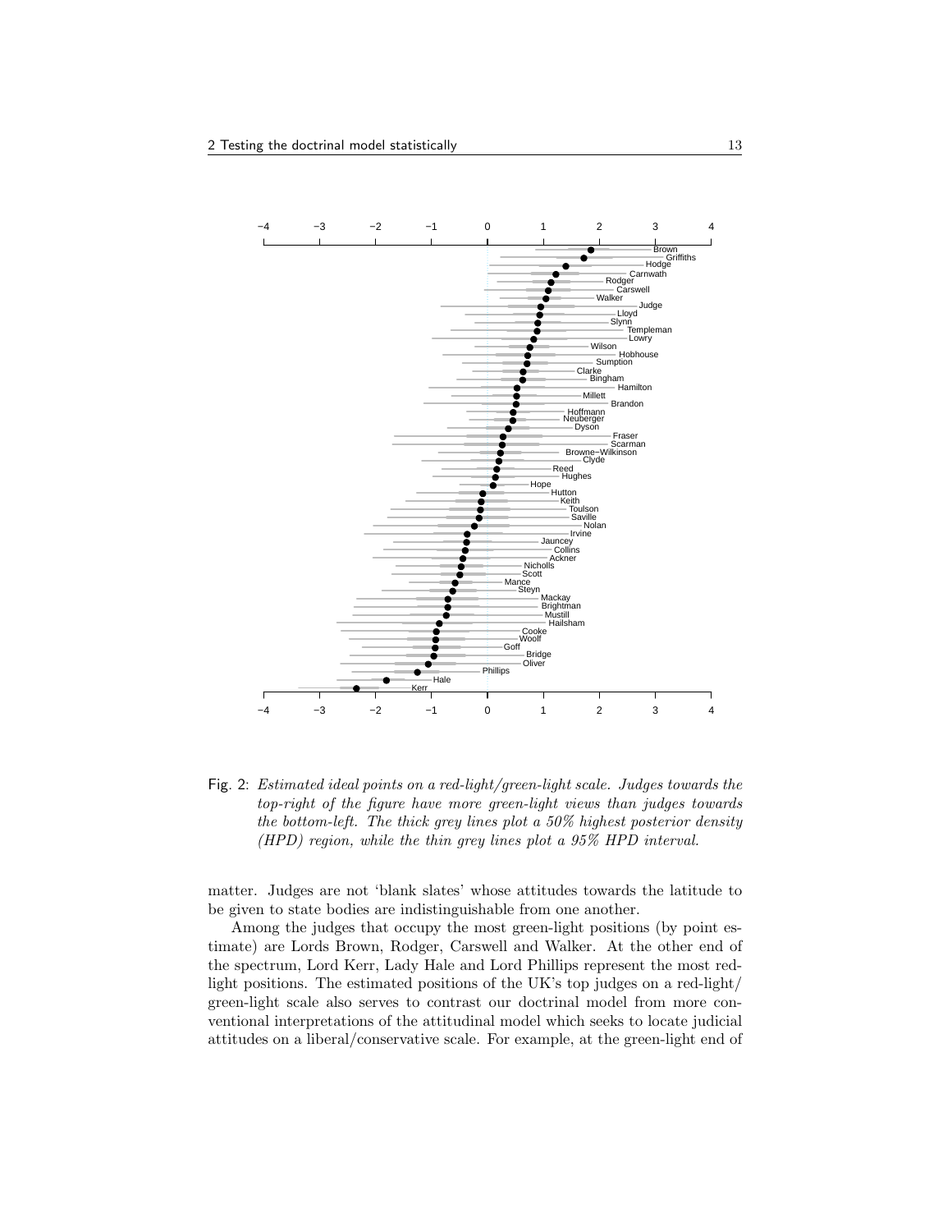Fig. 2: *Estimated ideal points on a red-light/green-light scale. Judges towards the top-right of the figure have more green-light views than judges towards the bottom-left. The thick grey lines plot a 50% highest posterior density (HPD) region, while the thin grey lines plot a 95% HPD interval.*

matter. Judges are not 'blank slates' whose attitudes towards the latitude to be given to state bodies are indistinguishable from one another.

Among the judges that occupy the most green-light positions (by point estimate) are Lords Brown, Rodger, Carswell and Walker. At the other end of the spectrum, Lord Kerr, Lady Hale and Lord Phillips represent the most red-light positions. The estimated positions of the UK's top judges on a red-light/green-light scale also serves to contrast our doctrinal model from more conventional interpretations of the attitudinal model which seeks to locate judicial attitudes on a liberal/conservative scale. For example, at the green-light end of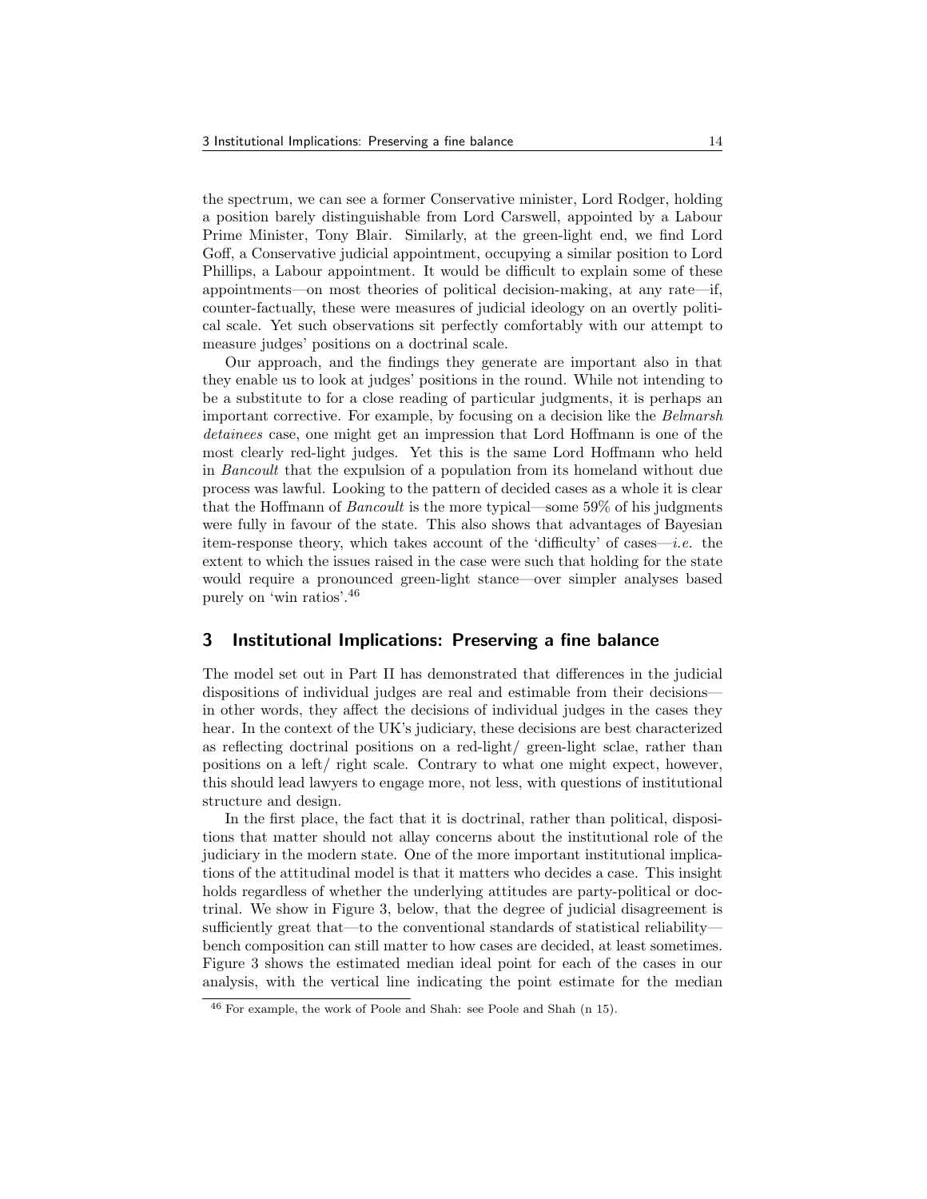the spectrum, we can see a former Conservative minister, Lord Rodger, holding a position barely distinguishable from Lord Carswell, appointed by a Labour Prime Minister, Tony Blair. Similarly, at the green-light end, we find Lord Goff, a Conservative judicial appointment, occupying a similar position to Lord Phillips, a Labour appointment. It would be difficult to explain some of these appointments—on most theories of political decision-making, at any rate—if, counter-factually, these were measures of judicial ideology on an overtly political scale. Yet such observations sit perfectly comfortably with our attempt to measure judges' positions on a doctrinal scale.

Our approach, and the findings they generate are important also in that they enable us to look at judges' positions in the round. While not intending to be a substitute to for a close reading of particular judgments, it is perhaps an important corrective. For example, by focusing on a decision like the *Belmarsh detainees* case, one might get an impression that Lord Hoffmann is one of the most clearly red-light judges. Yet this is the same Lord Hoffmann who held in *Bancoult* that the expulsion of a population from its homeland without due process was lawful. Looking to the pattern of decided cases as a whole it is clear that the Hoffmann of *Bancoult* is the more typical—some 59% of his judgments were fully in favour of the state. This also shows that advantages of Bayesian item-response theory, which takes account of the 'difficulty' of cases—*i.e.* the extent to which the issues raised in the case were such that holding for the state would require a pronounced green-light stance—over simpler analyses based purely on 'win ratios'.[46]

## 3 Institutional Implications: Preserving a fine balance

The model set out in Part II has demonstrated that differences in the judicial dispositions of individual judges are real and estimable from their decisions—in other words, they affect the decisions of individual judges in the cases they hear. In the context of the UK's judiciary, these decisions are best characterized as reflecting doctrinal positions on a red-light/ green-light sclae, rather than positions on a left/ right scale. Contrary to what one might expect, however, this should lead lawyers to engage more, not less, with questions of institutional structure and design.

In the first place, the fact that it is doctrinal, rather than political, dispositions that matter should not allay concerns about the institutional role of the judiciary in the modern state. One of the more important institutional implications of the attitudinal model is that it matters who decides a case. This insight holds regardless of whether the underlying attitudes are party-political or doctrinal. We show in Figure 3, below, that the degree of judicial disagreement is sufficiently great that—to the conventional standards of statistical reliability—bench composition can still matter to how cases are decided, at least sometimes. Figure 3 shows the estimated median ideal point for each of the cases in our analysis, with the vertical line indicating the point estimate for the median

[46] For example, the work of Poole and Shah: see Poole and Shah (n 15).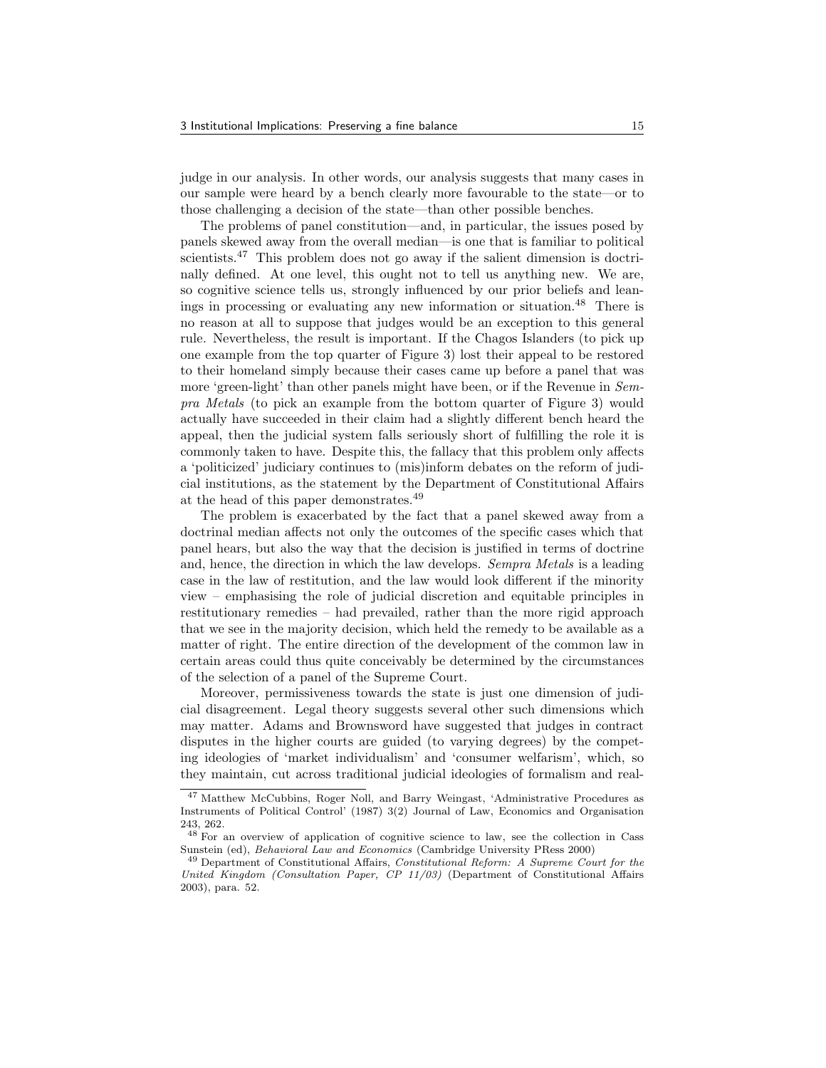judge in our analysis. In other words, our analysis suggests that many cases in our sample were heard by a bench clearly more favourable to the state—or to those challenging a decision of the state—than other possible benches.

The problems of panel constitution—and, in particular, the issues posed by panels skewed away from the overall median—is one that is familiar to political scientists.[47] This problem does not go away if the salient dimension is doctrinally defined. At one level, this ought not to tell us anything new. We are, so cognitive science tells us, strongly influenced by our prior beliefs and leanings in processing or evaluating any new information or situation.[48] There is no reason at all to suppose that judges would be an exception to this general rule. Nevertheless, the result is important. If the Chagos Islanders (to pick up one example from the top quarter of Figure 3) lost their appeal to be restored to their homeland simply because their cases came up before a panel that was more 'green-light' than other panels might have been, or if the Revenue in *Sempra Metals* (to pick an example from the bottom quarter of Figure 3) would actually have succeeded in their claim had a slightly different bench heard the appeal, then the judicial system falls seriously short of fulfilling the role it is commonly taken to have. Despite this, the fallacy that this problem only affects a 'politicized' judiciary continues to (mis)inform debates on the reform of judicial institutions, as the statement by the Department of Constitutional Affairs at the head of this paper demonstrates.[49]

The problem is exacerbated by the fact that a panel skewed away from a doctrinal median affects not only the outcomes of the specific cases which that panel hears, but also the way that the decision is justified in terms of doctrine and, hence, the direction in which the law develops. *Sempra Metals* is a leading case in the law of restitution, and the law would look different if the minority view – emphasising the role of judicial discretion and equitable principles in restitutionary remedies – had prevailed, rather than the more rigid approach that we see in the majority decision, which held the remedy to be available as a matter of right. The entire direction of the development of the common law in certain areas could thus quite conceivably be determined by the circumstances of the selection of a panel of the Supreme Court.

Moreover, permissiveness towards the state is just one dimension of judicial disagreement. Legal theory suggests several other such dimensions which may matter. Adams and Brownsword have suggested that judges in contract disputes in the higher courts are guided (to varying degrees) by the competing ideologies of 'market individualism' and 'consumer welfarism', which, so they maintain, cut across traditional judicial ideologies of formalism and real-

[47] Matthew McCubbins, Roger Noll, and Barry Weingast, 'Administrative Procedures as Instruments of Political Control' (1987) 3(2) Journal of Law, Economics and Organisation 243, 262.

[48] For an overview of application of cognitive science to law, see the collection in Cass Sunstein (ed), *Behavioral Law and Economics* (Cambridge University PRess 2000)

[49] Department of Constitutional Affairs, *Constitutional Reform: A Supreme Court for the United Kingdom (Consultation Paper, CP 11/03)* (Department of Constitutional Affairs 2003), para. 52.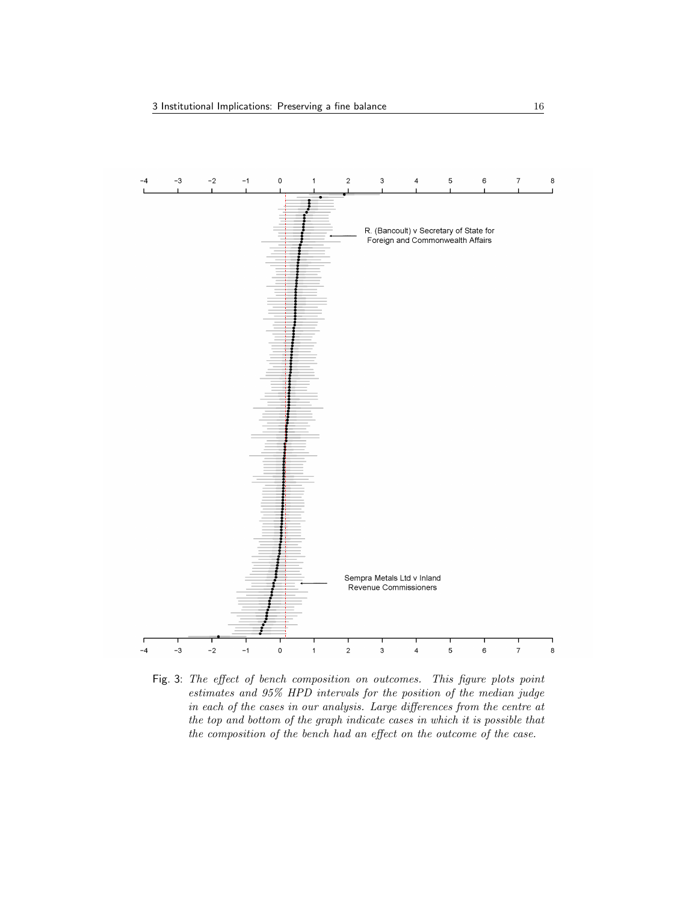R. (Bancoult) v Secretary of State for Foreign and Commonwealth Affairs

Sempra Metals Ltd v Inland Revenue Commissioners

Fig. 3: *The effect of bench composition on outcomes. This figure plots point estimates and 95% HPD intervals for the position of the median judge in each of the cases in our analysis. Large differences from the centre at the top and bottom of the graph indicate cases in which it is possible that the composition of the bench had an effect on the outcome of the case.*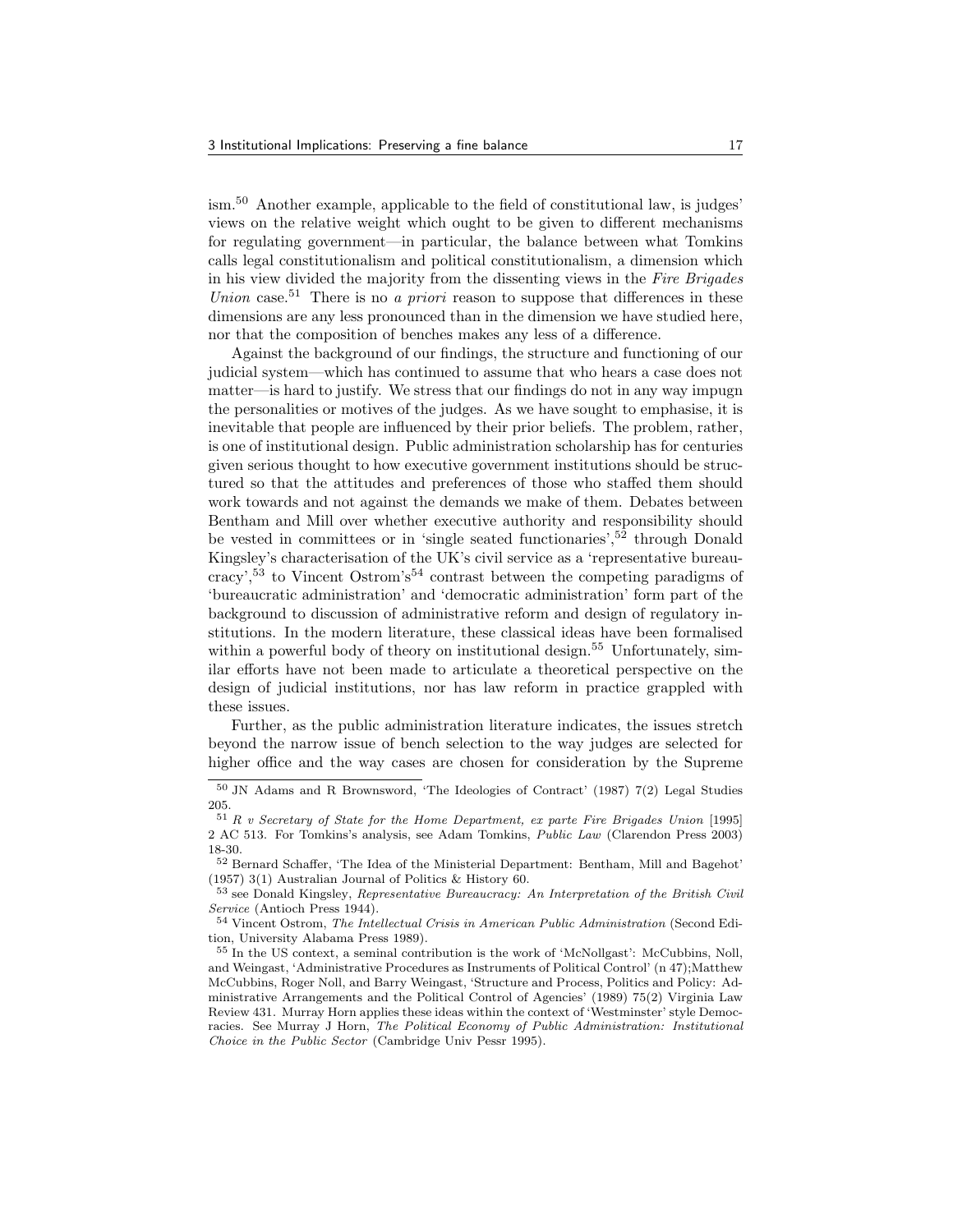ism.[50] Another example, applicable to the field of constitutional law, is judges' views on the relative weight which ought to be given to different mechanisms for regulating government—in particular, the balance between what Tomkins calls legal constitutionalism and political constitutionalism, a dimension which in his view divided the majority from the dissenting views in the *Fire Brigades Union* case.[51] There is no *a priori* reason to suppose that differences in these dimensions are any less pronounced than in the dimension we have studied here, nor that the composition of benches makes any less of a difference.

Against the background of our findings, the structure and functioning of our judicial system—which has continued to assume that who hears a case does not matter—is hard to justify. We stress that our findings do not in any way impugn the personalities or motives of the judges. As we have sought to emphasise, it is inevitable that people are influenced by their prior beliefs. The problem, rather, is one of institutional design. Public administration scholarship has for centuries given serious thought to how executive government institutions should be structured so that the attitudes and preferences of those who staffed them should work towards and not against the demands we make of them. Debates between Bentham and Mill over whether executive authority and responsibility should be vested in committees or in 'single seated functionaries',[52] through Donald Kingsley's characterisation of the UK's civil service as a 'representative bureaucracy',[53] to Vincent Ostrom's[54] contrast between the competing paradigms of 'bureaucratic administration' and 'democratic administration' form part of the background to discussion of administrative reform and design of regulatory institutions. In the modern literature, these classical ideas have been formalised within a powerful body of theory on institutional design.[55] Unfortunately, similar efforts have not been made to articulate a theoretical perspective on the design of judicial institutions, nor has law reform in practice grappled with these issues.

Further, as the public administration literature indicates, the issues stretch beyond the narrow issue of bench selection to the way judges are selected for higher office and the way cases are chosen for consideration by the Supreme

---

[50] JN Adams and R Brownsword, 'The Ideologies of Contract' (1987) 7(2) Legal Studies 205.

[51] *R v Secretary of State for the Home Department, ex parte Fire Brigades Union* [1995] 2 AC 513. For Tomkins's analysis, see Adam Tomkins, *Public Law* (Clarendon Press 2003) 18-30.

[52] Bernard Schaffer, 'The Idea of the Ministerial Department: Bentham, Mill and Bagehot' (1957) 3(1) Australian Journal of Politics & History 60.

[53] see Donald Kingsley, *Representative Bureaucracy: An Interpretation of the British Civil Service* (Antioch Press 1944).

[54] Vincent Ostrom, *The Intellectual Crisis in American Public Administration* (Second Edition, University Alabama Press 1989).

[55] In the US context, a seminal contribution is the work of 'McNollgast': McCubbins, Noll, and Weingast, 'Administrative Procedures as Instruments of Political Control' (n 47);Matthew McCubbins, Roger Noll, and Barry Weingast, 'Structure and Process, Politics and Policy: Administrative Arrangements and the Political Control of Agencies' (1989) 75(2) Virginia Law Review 431. Murray Horn applies these ideas within the context of 'Westminster' style Democracies. See Murray J Horn, *The Political Economy of Public Administration: Institutional Choice in the Public Sector* (Cambridge Univ Pessr 1995).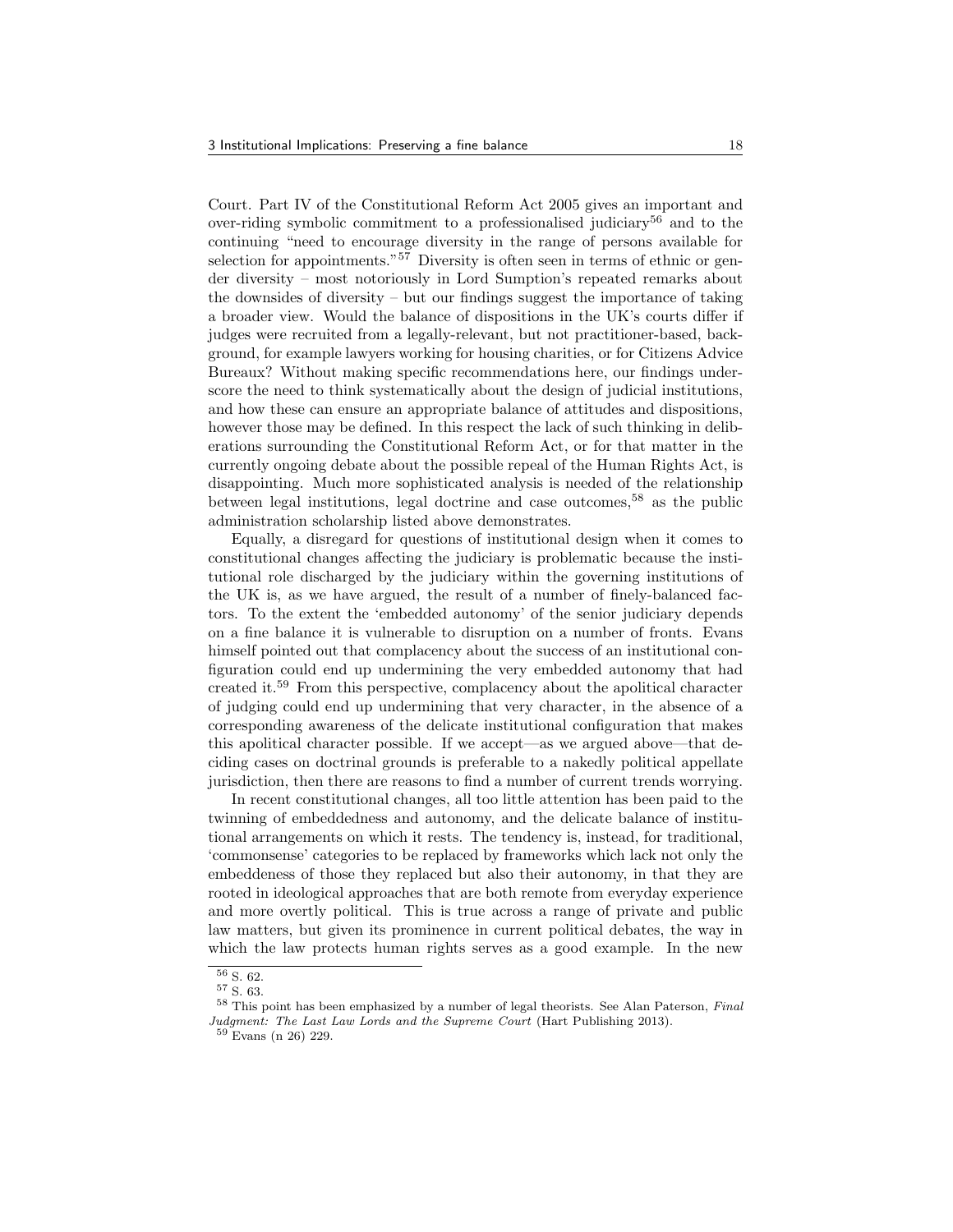Court. Part IV of the Constitutional Reform Act 2005 gives an important and over-riding symbolic commitment to a professionalised judiciary[56] and to the continuing "need to encourage diversity in the range of persons available for selection for appointments."[57] Diversity is often seen in terms of ethnic or gender diversity – most notoriously in Lord Sumption's repeated remarks about the downsides of diversity – but our findings suggest the importance of taking a broader view. Would the balance of dispositions in the UK's courts differ if judges were recruited from a legally-relevant, but not practitioner-based, background, for example lawyers working for housing charities, or for Citizens Advice Bureaux? Without making specific recommendations here, our findings underscore the need to think systematically about the design of judicial institutions, and how these can ensure an appropriate balance of attitudes and dispositions, however those may be defined. In this respect the lack of such thinking in deliberations surrounding the Constitutional Reform Act, or for that matter in the currently ongoing debate about the possible repeal of the Human Rights Act, is disappointing. Much more sophisticated analysis is needed of the relationship between legal institutions, legal doctrine and case outcomes,[58] as the public administration scholarship listed above demonstrates.

Equally, a disregard for questions of institutional design when it comes to constitutional changes affecting the judiciary is problematic because the institutional role discharged by the judiciary within the governing institutions of the UK is, as we have argued, the result of a number of finely-balanced factors. To the extent the 'embedded autonomy' of the senior judiciary depends on a fine balance it is vulnerable to disruption on a number of fronts. Evans himself pointed out that complacency about the success of an institutional configuration could end up undermining the very embedded autonomy that had created it.[59] From this perspective, complacency about the apolitical character of judging could end up undermining that very character, in the absence of a corresponding awareness of the delicate institutional configuration that makes this apolitical character possible. If we accept—as we argued above—that deciding cases on doctrinal grounds is preferable to a nakedly political appellate jurisdiction, then there are reasons to find a number of current trends worrying.

In recent constitutional changes, all too little attention has been paid to the twinning of embeddedness and autonomy, and the delicate balance of institutional arrangements on which it rests. The tendency is, instead, for traditional, 'commonsense' categories to be replaced by frameworks which lack not only the embeddeness of those they replaced but also their autonomy, in that they are rooted in ideological approaches that are both remote from everyday experience and more overtly political. This is true across a range of private and public law matters, but given its prominence in current political debates, the way in which the law protects human rights serves as a good example. In the new

[56] S. 62.

[57] S. 63.

[58] This point has been emphasized by a number of legal theorists. See Alan Paterson, *Final Judgment: The Last Law Lords and the Supreme Court* (Hart Publishing 2013).

[59] Evans (n 26) 229.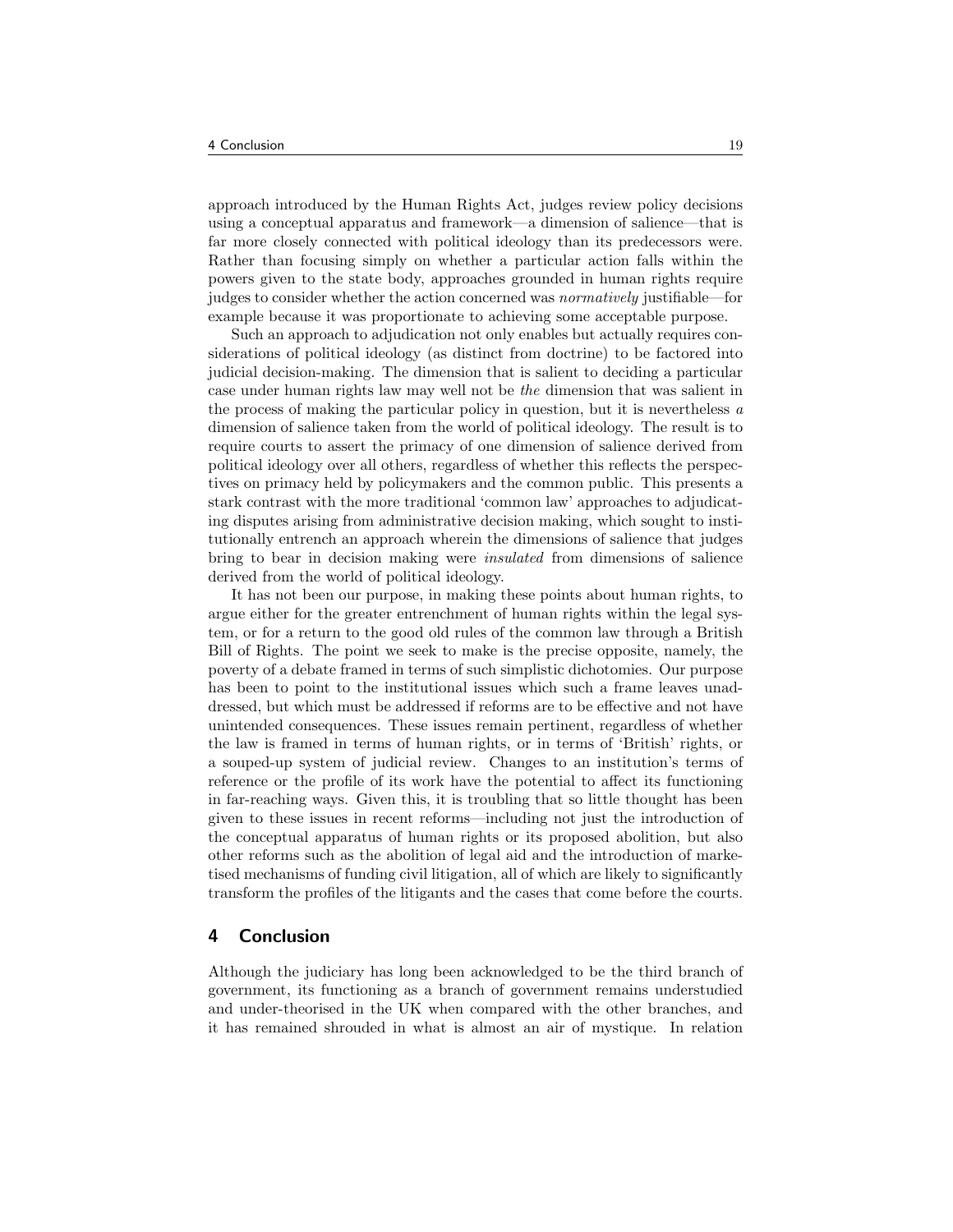approach introduced by the Human Rights Act, judges review policy decisions using a conceptual apparatus and framework—a dimension of salience—that is far more closely connected with political ideology than its predecessors were. Rather than focusing simply on whether a particular action falls within the powers given to the state body, approaches grounded in human rights require judges to consider whether the action concerned was *normatively* justifiable—for example because it was proportionate to achieving some acceptable purpose.

Such an approach to adjudication not only enables but actually requires considerations of political ideology (as distinct from doctrine) to be factored into judicial decision-making. The dimension that is salient to deciding a particular case under human rights law may well not be *the* dimension that was salient in the process of making the particular policy in question, but it is nevertheless *a* dimension of salience taken from the world of political ideology. The result is to require courts to assert the primacy of one dimension of salience derived from political ideology over all others, regardless of whether this reflects the perspectives on primacy held by policymakers and the common public. This presents a stark contrast with the more traditional 'common law' approaches to adjudicating disputes arising from administrative decision making, which sought to institutionally entrench an approach wherein the dimensions of salience that judges bring to bear in decision making were *insulated* from dimensions of salience derived from the world of political ideology.

It has not been our purpose, in making these points about human rights, to argue either for the greater entrenchment of human rights within the legal system, or for a return to the good old rules of the common law through a British Bill of Rights. The point we seek to make is the precise opposite, namely, the poverty of a debate framed in terms of such simplistic dichotomies. Our purpose has been to point to the institutional issues which such a frame leaves unaddressed, but which must be addressed if reforms are to be effective and not have unintended consequences. These issues remain pertinent, regardless of whether the law is framed in terms of human rights, or in terms of 'British' rights, or a souped-up system of judicial review. Changes to an institution's terms of reference or the profile of its work have the potential to affect its functioning in far-reaching ways. Given this, it is troubling that so little thought has been given to these issues in recent reforms—including not just the introduction of the conceptual apparatus of human rights or its proposed abolition, but also other reforms such as the abolition of legal aid and the introduction of marketised mechanisms of funding civil litigation, all of which are likely to significantly transform the profiles of the litigants and the cases that come before the courts.

## 4 Conclusion

Although the judiciary has long been acknowledged to be the third branch of government, its functioning as a branch of government remains understudied and under-theorised in the UK when compared with the other branches, and it has remained shrouded in what is almost an air of mystique. In relation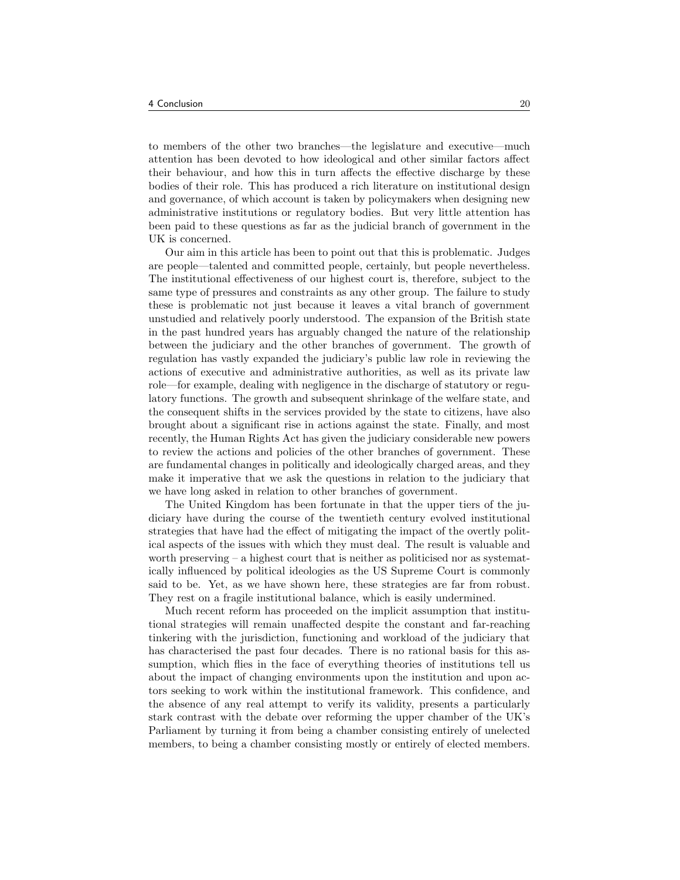to members of the other two branches—the legislature and executive—much attention has been devoted to how ideological and other similar factors affect their behaviour, and how this in turn affects the effective discharge by these bodies of their role. This has produced a rich literature on institutional design and governance, of which account is taken by policymakers when designing new administrative institutions or regulatory bodies. But very little attention has been paid to these questions as far as the judicial branch of government in the UK is concerned.

Our aim in this article has been to point out that this is problematic. Judges are people—talented and committed people, certainly, but people nevertheless. The institutional effectiveness of our highest court is, therefore, subject to the same type of pressures and constraints as any other group. The failure to study these is problematic not just because it leaves a vital branch of government unstudied and relatively poorly understood. The expansion of the British state in the past hundred years has arguably changed the nature of the relationship between the judiciary and the other branches of government. The growth of regulation has vastly expanded the judiciary's public law role in reviewing the actions of executive and administrative authorities, as well as its private law role—for example, dealing with negligence in the discharge of statutory or regulatory functions. The growth and subsequent shrinkage of the welfare state, and the consequent shifts in the services provided by the state to citizens, have also brought about a significant rise in actions against the state. Finally, and most recently, the Human Rights Act has given the judiciary considerable new powers to review the actions and policies of the other branches of government. These are fundamental changes in politically and ideologically charged areas, and they make it imperative that we ask the questions in relation to the judiciary that we have long asked in relation to other branches of government.

The United Kingdom has been fortunate in that the upper tiers of the judiciary have during the course of the twentieth century evolved institutional strategies that have had the effect of mitigating the impact of the overtly political aspects of the issues with which they must deal. The result is valuable and worth preserving – a highest court that is neither as politicised nor as systematically influenced by political ideologies as the US Supreme Court is commonly said to be. Yet, as we have shown here, these strategies are far from robust. They rest on a fragile institutional balance, which is easily undermined.

Much recent reform has proceeded on the implicit assumption that institutional strategies will remain unaffected despite the constant and far-reaching tinkering with the jurisdiction, functioning and workload of the judiciary that has characterised the past four decades. There is no rational basis for this assumption, which flies in the face of everything theories of institutions tell us about the impact of changing environments upon the institution and upon actors seeking to work within the institutional framework. This confidence, and the absence of any real attempt to verify its validity, presents a particularly stark contrast with the debate over reforming the upper chamber of the UK's Parliament by turning it from being a chamber consisting entirely of unelected members, to being a chamber consisting mostly or entirely of elected members.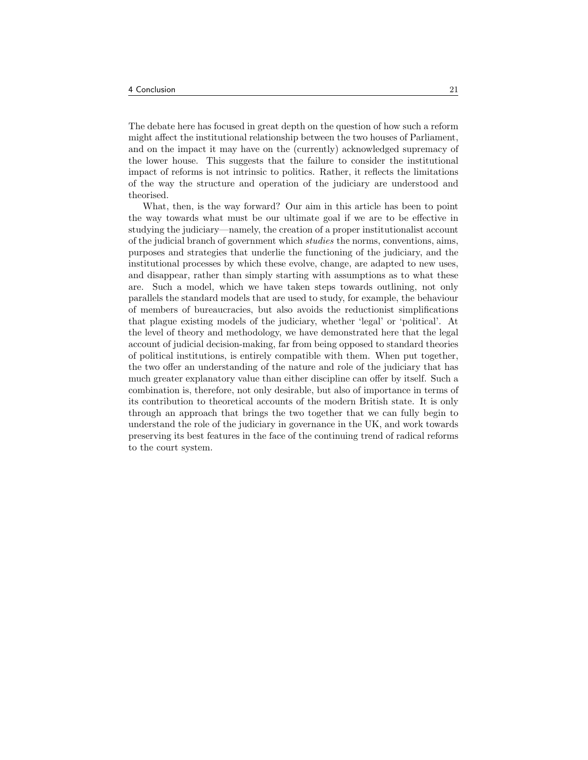The debate here has focused in great depth on the question of how such a reform might affect the institutional relationship between the two houses of Parliament, and on the impact it may have on the (currently) acknowledged supremacy of the lower house. This suggests that the failure to consider the institutional impact of reforms is not intrinsic to politics. Rather, it reflects the limitations of the way the structure and operation of the judiciary are understood and theorised.

What, then, is the way forward? Our aim in this article has been to point the way towards what must be our ultimate goal if we are to be effective in studying the judiciary—namely, the creation of a proper institutionalist account of the judicial branch of government which *studies* the norms, conventions, aims, purposes and strategies that underlie the functioning of the judiciary, and the institutional processes by which these evolve, change, are adapted to new uses, and disappear, rather than simply starting with assumptions as to what these are. Such a model, which we have taken steps towards outlining, not only parallels the standard models that are used to study, for example, the behaviour of members of bureaucracies, but also avoids the reductionist simplifications that plague existing models of the judiciary, whether 'legal' or 'political'. At the level of theory and methodology, we have demonstrated here that the legal account of judicial decision-making, far from being opposed to standard theories of political institutions, is entirely compatible with them. When put together, the two offer an understanding of the nature and role of the judiciary that has much greater explanatory value than either discipline can offer by itself. Such a combination is, therefore, not only desirable, but also of importance in terms of its contribution to theoretical accounts of the modern British state. It is only through an approach that brings the two together that we can fully begin to understand the role of the judiciary in governance in the UK, and work towards preserving its best features in the face of the continuing trend of radical reforms to the court system.